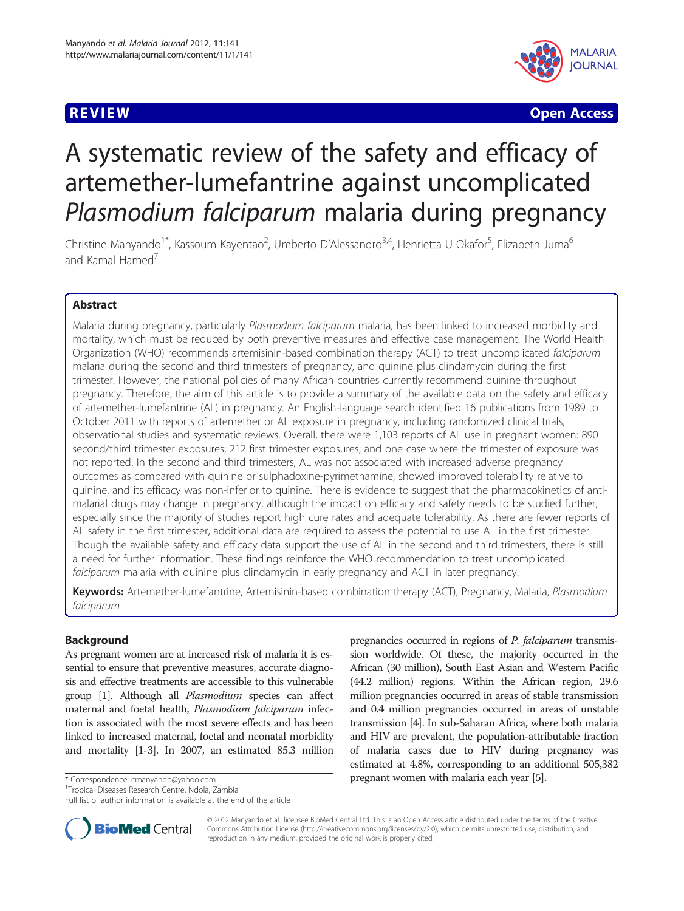REVIEW Open Access

# A systematic review of the safety and efficacy of artemether-lumefantrine against uncomplicated *Plasmodium falciparum* malaria during pregnancy

Christine Manyando[1*], Kassoum Kayentao[2], Umberto D'Alessandro[3,4], Henrietta U Okafor[5], Elizabeth Juma[6] and Kamal Hamed[7]

## Abstract

Malaria during pregnancy, particularly *Plasmodium falciparum* malaria, has been linked to increased morbidity and mortality, which must be reduced by both preventive measures and effective case management. The World Health Organization (WHO) recommends artemisinin-based combination therapy (ACT) to treat uncomplicated *falciparum* malaria during the second and third trimesters of pregnancy, and quinine plus clindamycin during the first trimester. However, the national policies of many African countries currently recommend quinine throughout pregnancy. Therefore, the aim of this article is to provide a summary of the available data on the safety and efficacy of artemether-lumefantrine (AL) in pregnancy. An English-language search identified 16 publications from 1989 to October 2011 with reports of artemether or AL exposure in pregnancy, including randomized clinical trials, observational studies and systematic reviews. Overall, there were 1,103 reports of AL use in pregnant women: 890 second/third trimester exposures; 212 first trimester exposures; and one case where the trimester of exposure was not reported. In the second and third trimesters, AL was not associated with increased adverse pregnancy outcomes as compared with quinine or sulphadoxine-pyrimethamine, showed improved tolerability relative to quinine, and its efficacy was non-inferior to quinine. There is evidence to suggest that the pharmacokinetics of anti-malarial drugs may change in pregnancy, although the impact on efficacy and safety needs to be studied further, especially since the majority of studies report high cure rates and adequate tolerability. As there are fewer reports of AL safety in the first trimester, additional data are required to assess the potential to use AL in the first trimester. Though the available safety and efficacy data support the use of AL in the second and third trimesters, there is still a need for further information. These findings reinforce the WHO recommendation to treat uncomplicated *falciparum* malaria with quinine plus clindamycin in early pregnancy and ACT in later pregnancy.

**Keywords:** Artemether-lumefantrine, Artemisinin-based combination therapy (ACT), Pregnancy, Malaria, *Plasmodium falciparum*

## Background

As pregnant women are at increased risk of malaria it is essential to ensure that preventive measures, accurate diagnosis and effective treatments are accessible to this vulnerable group [1]. Although all *Plasmodium* species can affect maternal and foetal health, *Plasmodium falciparum* infection is associated with the most severe effects and has been linked to increased maternal, foetal and neonatal morbidity and mortality [1-3]. In 2007, an estimated 85.3 million pregnancies occurred in regions of *P. falciparum* transmission worldwide. Of these, the majority occurred in the African (30 million), South East Asian and Western Pacific (44.2 million) regions. Within the African region, 29.6 million pregnancies occurred in areas of stable transmission and 0.4 million pregnancies occurred in areas of unstable transmission [4]. In sub-Saharan Africa, where both malaria and HIV are prevalent, the population-attributable fraction of malaria cases due to HIV during pregnancy was estimated at 4.8%, corresponding to an additional 505,382 pregnant women with malaria each year [5].

\* Correspondence: cmanyando@yahoo.com
[1]Tropical Diseases Research Centre, Ndola, Zambia
Full list of author information is available at the end of the article

© 2012 Manyando et al.; licensee BioMed Central Ltd. This is an Open Access article distributed under the terms of the Creative Commons Attribution License (http://creativecommons.org/licenses/by/2.0), which permits unrestricted use, distribution, and reproduction in any medium, provided the original work is properly cited.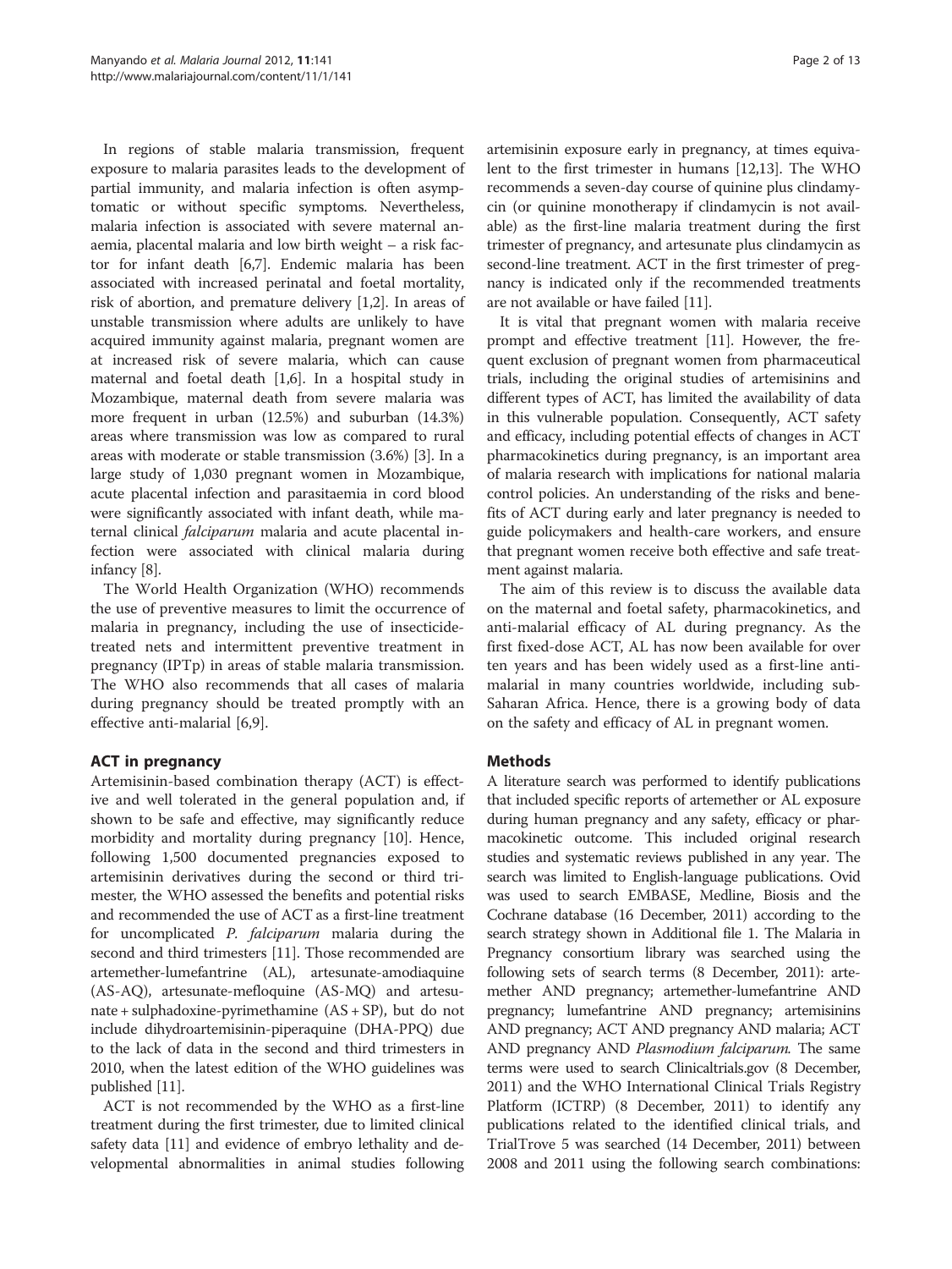In regions of stable malaria transmission, frequent exposure to malaria parasites leads to the development of partial immunity, and malaria infection is often asymptomatic or without specific symptoms. Nevertheless, malaria infection is associated with severe maternal anaemia, placental malaria and low birth weight – a risk factor for infant death [6,7]. Endemic malaria has been associated with increased perinatal and foetal mortality, risk of abortion, and premature delivery [1,2]. In areas of unstable transmission where adults are unlikely to have acquired immunity against malaria, pregnant women are at increased risk of severe malaria, which can cause maternal and foetal death [1,6]. In a hospital study in Mozambique, maternal death from severe malaria was more frequent in urban (12.5%) and suburban (14.3%) areas where transmission was low as compared to rural areas with moderate or stable transmission (3.6%) [3]. In a large study of 1,030 pregnant women in Mozambique, acute placental infection and parasitaemia in cord blood were significantly associated with infant death, while maternal clinical *falciparum* malaria and acute placental infection were associated with clinical malaria during infancy [8].

The World Health Organization (WHO) recommends the use of preventive measures to limit the occurrence of malaria in pregnancy, including the use of insecticide-treated nets and intermittent preventive treatment in pregnancy (IPTp) in areas of stable malaria transmission. The WHO also recommends that all cases of malaria during pregnancy should be treated promptly with an effective anti-malarial [6,9].

## ACT in pregnancy

Artemisinin-based combination therapy (ACT) is effective and well tolerated in the general population and, if shown to be safe and effective, may significantly reduce morbidity and mortality during pregnancy [10]. Hence, following 1,500 documented pregnancies exposed to artemisinin derivatives during the second or third trimester, the WHO assessed the benefits and potential risks and recommended the use of ACT as a first-line treatment for uncomplicated *P. falciparum* malaria during the second and third trimesters [11]. Those recommended are artemether-lumefantrine (AL), artesunate-amodiaquine (AS-AQ), artesunate-mefloquine (AS-MQ) and artesunate + sulphadoxine-pyrimethamine (AS + SP), but do not include dihydroartemisinin-piperaquine (DHA-PPQ) due to the lack of data in the second and third trimesters in 2010, when the latest edition of the WHO guidelines was published [11].

ACT is not recommended by the WHO as a first-line treatment during the first trimester, due to limited clinical safety data [11] and evidence of embryo lethality and developmental abnormalities in animal studies following artemisinin exposure early in pregnancy, at times equivalent to the first trimester in humans [12,13]. The WHO recommends a seven-day course of quinine plus clindamycin (or quinine monotherapy if clindamycin is not available) as the first-line malaria treatment during the first trimester of pregnancy, and artesunate plus clindamycin as second-line treatment. ACT in the first trimester of pregnancy is indicated only if the recommended treatments are not available or have failed [11].

It is vital that pregnant women with malaria receive prompt and effective treatment [11]. However, the frequent exclusion of pregnant women from pharmaceutical trials, including the original studies of artemisinins and different types of ACT, has limited the availability of data in this vulnerable population. Consequently, ACT safety and efficacy, including potential effects of changes in ACT pharmacokinetics during pregnancy, is an important area of malaria research with implications for national malaria control policies. An understanding of the risks and benefits of ACT during early and later pregnancy is needed to guide policymakers and health-care workers, and ensure that pregnant women receive both effective and safe treatment against malaria.

The aim of this review is to discuss the available data on the maternal and foetal safety, pharmacokinetics, and anti-malarial efficacy of AL during pregnancy. As the first fixed-dose ACT, AL has now been available for over ten years and has been widely used as a first-line anti-malarial in many countries worldwide, including sub-Saharan Africa. Hence, there is a growing body of data on the safety and efficacy of AL in pregnant women.

## Methods

A literature search was performed to identify publications that included specific reports of artemether or AL exposure during human pregnancy and any safety, efficacy or pharmacokinetic outcome. This included original research studies and systematic reviews published in any year. The search was limited to English-language publications. Ovid was used to search EMBASE, Medline, Biosis and the Cochrane database (16 December, 2011) according to the search strategy shown in Additional file 1. The Malaria in Pregnancy consortium library was searched using the following sets of search terms (8 December, 2011): artemether AND pregnancy; artemether-lumefantrine AND pregnancy; lumefantrine AND pregnancy; artemisinins AND pregnancy; ACT AND pregnancy AND malaria; ACT AND pregnancy AND *Plasmodium falciparum*. The same terms were used to search Clinicaltrials.gov (8 December, 2011) and the WHO International Clinical Trials Registry Platform (ICTRP) (8 December, 2011) to identify any publications related to the identified clinical trials, and TrialTrove 5 was searched (14 December, 2011) between 2008 and 2011 using the following search combinations: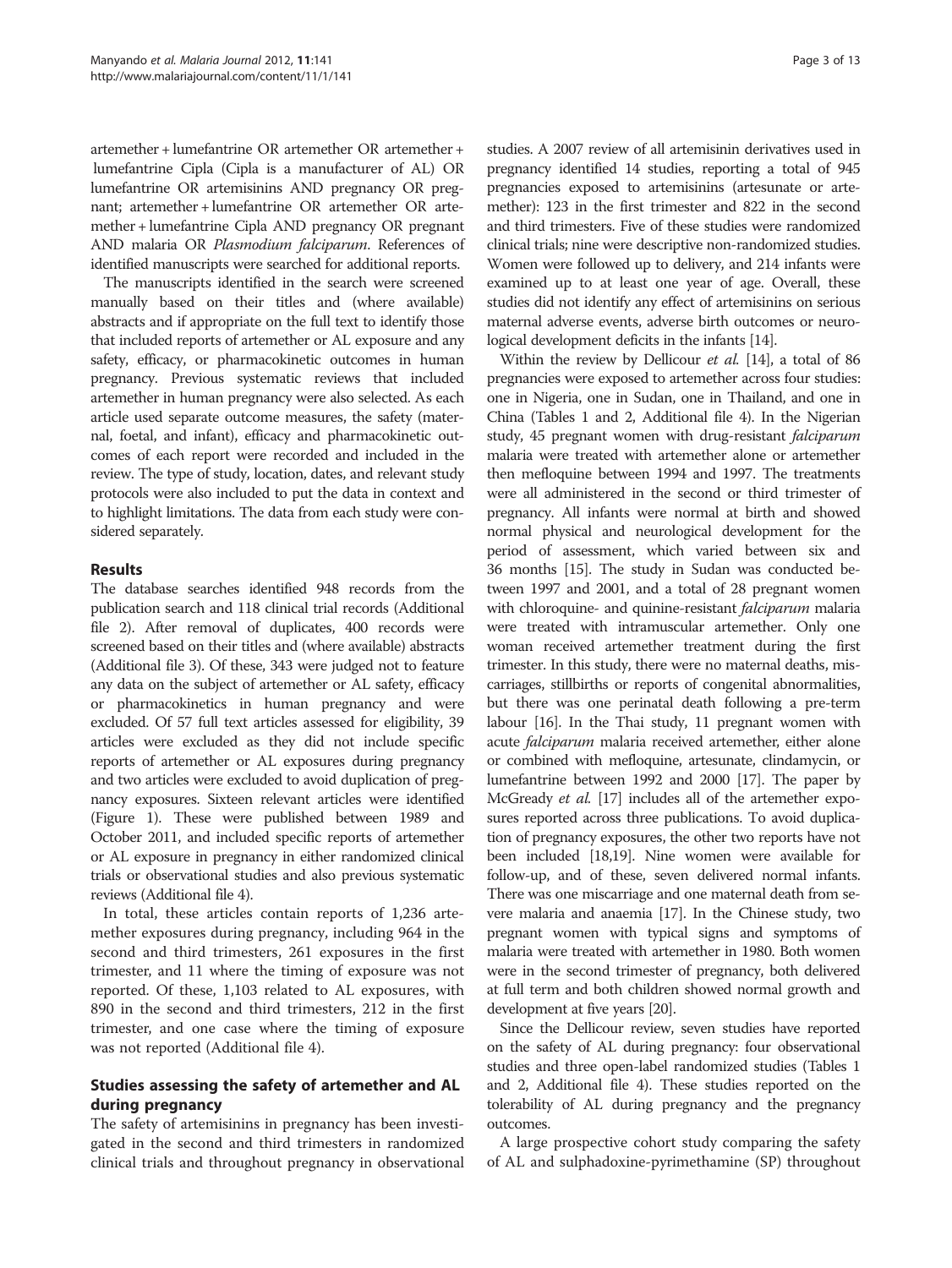artemether + lumefantrine OR artemether OR artemether + lumefantrine Cipla (Cipla is a manufacturer of AL) OR lumefantrine OR artemisinins AND pregnancy OR pregnant; artemether + lumefantrine OR artemether OR artemether + lumefantrine Cipla AND pregnancy OR pregnant AND malaria OR *Plasmodium falciparum*. References of identified manuscripts were searched for additional reports.

The manuscripts identified in the search were screened manually based on their titles and (where available) abstracts and if appropriate on the full text to identify those that included reports of artemether or AL exposure and any safety, efficacy, or pharmacokinetic outcomes in human pregnancy. Previous systematic reviews that included artemether in human pregnancy were also selected. As each article used separate outcome measures, the safety (maternal, foetal, and infant), efficacy and pharmacokinetic outcomes of each report were recorded and included in the review. The type of study, location, dates, and relevant study protocols were also included to put the data in context and to highlight limitations. The data from each study were considered separately.

## Results

The database searches identified 948 records from the publication search and 118 clinical trial records (Additional file 2). After removal of duplicates, 400 records were screened based on their titles and (where available) abstracts (Additional file 3). Of these, 343 were judged not to feature any data on the subject of artemether or AL safety, efficacy or pharmacokinetics in human pregnancy and were excluded. Of 57 full text articles assessed for eligibility, 39 articles were excluded as they did not include specific reports of artemether or AL exposures during pregnancy and two articles were excluded to avoid duplication of pregnancy exposures. Sixteen relevant articles were identified (Figure 1). These were published between 1989 and October 2011, and included specific reports of artemether or AL exposure in pregnancy in either randomized clinical trials or observational studies and also previous systematic reviews (Additional file 4).

In total, these articles contain reports of 1,236 artemether exposures during pregnancy, including 964 in the second and third trimesters, 261 exposures in the first trimester, and 11 where the timing of exposure was not reported. Of these, 1,103 related to AL exposures, with 890 in the second and third trimesters, 212 in the first trimester, and one case where the timing of exposure was not reported (Additional file 4).

### Studies assessing the safety of artemether and AL during pregnancy

The safety of artemisinins in pregnancy has been investigated in the second and third trimesters in randomized clinical trials and throughout pregnancy in observational studies. A 2007 review of all artemisinin derivatives used in pregnancy identified 14 studies, reporting a total of 945 pregnancies exposed to artemisinins (artesunate or artemether): 123 in the first trimester and 822 in the second and third trimesters. Five of these studies were randomized clinical trials; nine were descriptive non-randomized studies. Women were followed up to delivery, and 214 infants were examined up to at least one year of age. Overall, these studies did not identify any effect of artemisinins on serious maternal adverse events, adverse birth outcomes or neurological development deficits in the infants [14].

Within the review by Dellicour *et al.* [14], a total of 86 pregnancies were exposed to artemether across four studies: one in Nigeria, one in Sudan, one in Thailand, and one in China (Tables 1 and 2, Additional file 4). In the Nigerian study, 45 pregnant women with drug-resistant *falciparum* malaria were treated with artemether alone or artemether then mefloquine between 1994 and 1997. The treatments were all administered in the second or third trimester of pregnancy. All infants were normal at birth and showed normal physical and neurological development for the period of assessment, which varied between six and 36 months [15]. The study in Sudan was conducted between 1997 and 2001, and a total of 28 pregnant women with chloroquine- and quinine-resistant *falciparum* malaria were treated with intramuscular artemether. Only one woman received artemether treatment during the first trimester. In this study, there were no maternal deaths, miscarriages, stillbirths or reports of congenital abnormalities, but there was one perinatal death following a pre-term labour [16]. In the Thai study, 11 pregnant women with acute *falciparum* malaria received artemether, either alone or combined with mefloquine, artesunate, clindamycin, or lumefantrine between 1992 and 2000 [17]. The paper by McGready *et al.* [17] includes all of the artemether exposures reported across three publications. To avoid duplication of pregnancy exposures, the other two reports have not been included [18,19]. Nine women were available for follow-up, and of these, seven delivered normal infants. There was one miscarriage and one maternal death from severe malaria and anaemia [17]. In the Chinese study, two pregnant women with typical signs and symptoms of malaria were treated with artemether in 1980. Both women were in the second trimester of pregnancy, both delivered at full term and both children showed normal growth and development at five years [20].

Since the Dellicour review, seven studies have reported on the safety of AL during pregnancy: four observational studies and three open-label randomized studies (Tables 1 and 2, Additional file 4). These studies reported on the tolerability of AL during pregnancy and the pregnancy outcomes.

A large prospective cohort study comparing the safety of AL and sulphadoxine-pyrimethamine (SP) throughout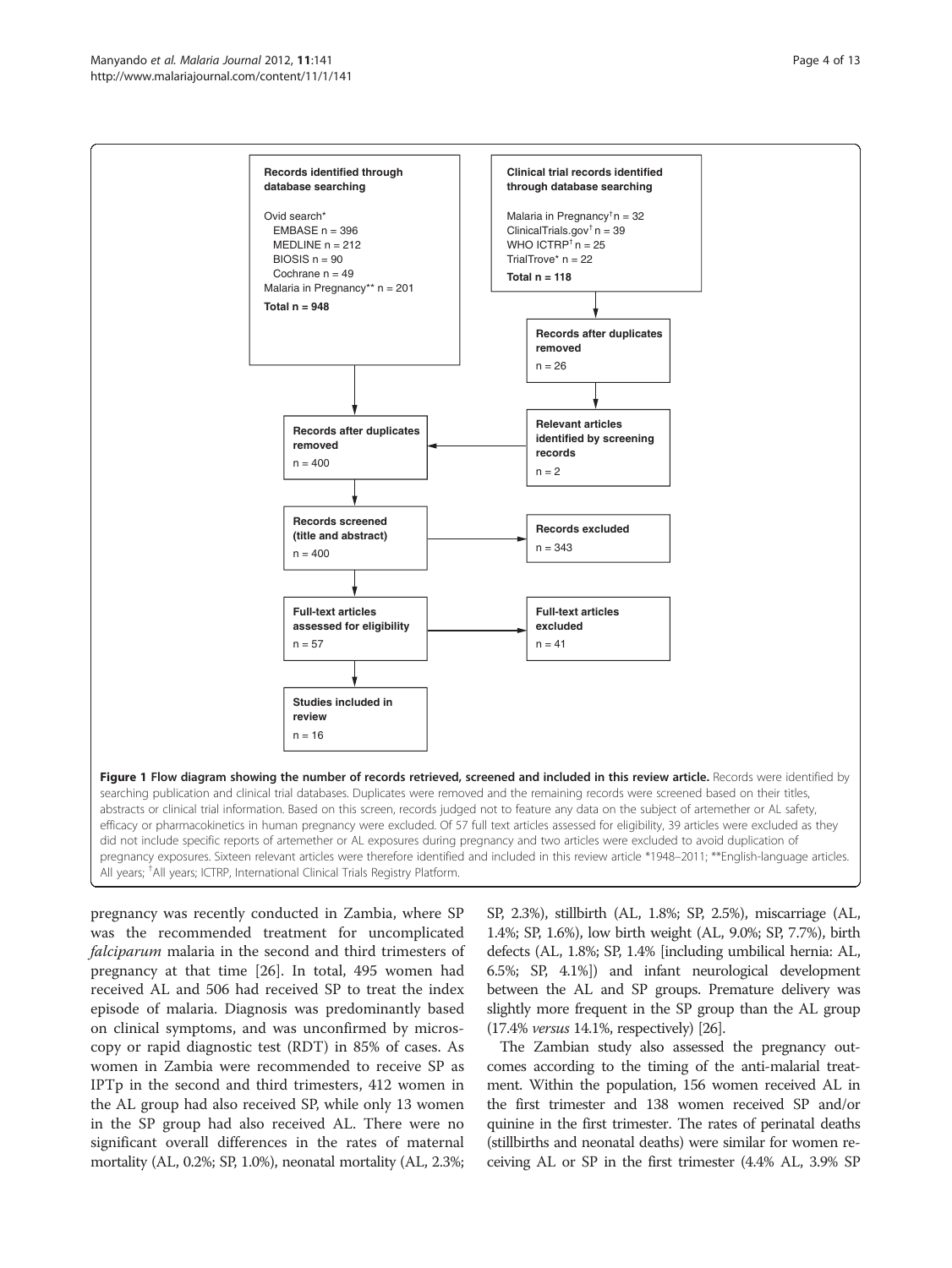**Records identified through database searching**

Ovid search*
- EMBASE n = 396
- MEDLINE n = 212
- BIOSIS n = 90
- Cochrane n = 49

Malaria in Pregnancy** n = 201

**Total n = 948**

**Clinical trial records identified through database searching**

- Malaria in Pregnancy† n = 32
- ClinicalTrials.gov† n = 39
- WHO ICTRP† n = 25
- TrialTrove* n = 22

**Total n = 118**

**Records after duplicates removed** n = 26

**Relevant articles identified by screening records** n = 2

**Records after duplicates removed** n = 400

**Records screened (title and abstract)** n = 400

**Records excluded** n = 343

**Full-text articles assessed for eligibility** n = 57

**Full-text articles excluded** n = 41

**Studies included in review** n = 16

**Figure 1 Flow diagram showing the number of records retrieved, screened and included in this review article.** Records were identified by searching publication and clinical trial databases. Duplicates were removed and the remaining records were screened based on their titles, abstracts or clinical trial information. Based on this screen, records judged not to feature any data on the subject of artemether or AL safety, efficacy or pharmacokinetics in human pregnancy were excluded. Of 57 full text articles assessed for eligibility, 39 articles were excluded as they did not include specific reports of artemether or AL exposures during pregnancy and two articles were excluded to avoid duplication of pregnancy exposures. Sixteen relevant articles were therefore identified and included in this review article *1948–2011; **English-language articles. All years; †All years; ICTRP, International Clinical Trials Registry Platform.

pregnancy was recently conducted in Zambia, where SP was the recommended treatment for uncomplicated *falciparum* malaria in the second and third trimesters of pregnancy at that time [26]. In total, 495 women had received AL and 506 had received SP to treat the index episode of malaria. Diagnosis was predominantly based on clinical symptoms, and was unconfirmed by microscopy or rapid diagnostic test (RDT) in 85% of cases. As women in Zambia were recommended to receive SP as IPTp in the second and third trimesters, 412 women in the AL group had also received SP, while only 13 women in the SP group had also received AL. There were no significant overall differences in the rates of maternal mortality (AL, 0.2%; SP, 1.0%), neonatal mortality (AL, 2.3%; SP, 2.3%), stillbirth (AL, 1.8%; SP, 2.5%), miscarriage (AL, 1.4%; SP, 1.6%), low birth weight (AL, 9.0%; SP, 7.7%), birth defects (AL, 1.8%; SP, 1.4% [including umbilical hernia: AL, 6.5%; SP, 4.1%]) and infant neurological development between the AL and SP groups. Premature delivery was slightly more frequent in the SP group than the AL group (17.4% *versus* 14.1%, respectively) [26].

The Zambian study also assessed the pregnancy outcomes according to the timing of the anti-malarial treatment. Within the population, 156 women received AL in the first trimester and 138 women received SP and/or quinine in the first trimester. The rates of perinatal deaths (stillbirths and neonatal deaths) were similar for women receiving AL or SP in the first trimester (4.4% AL, 3.9% SP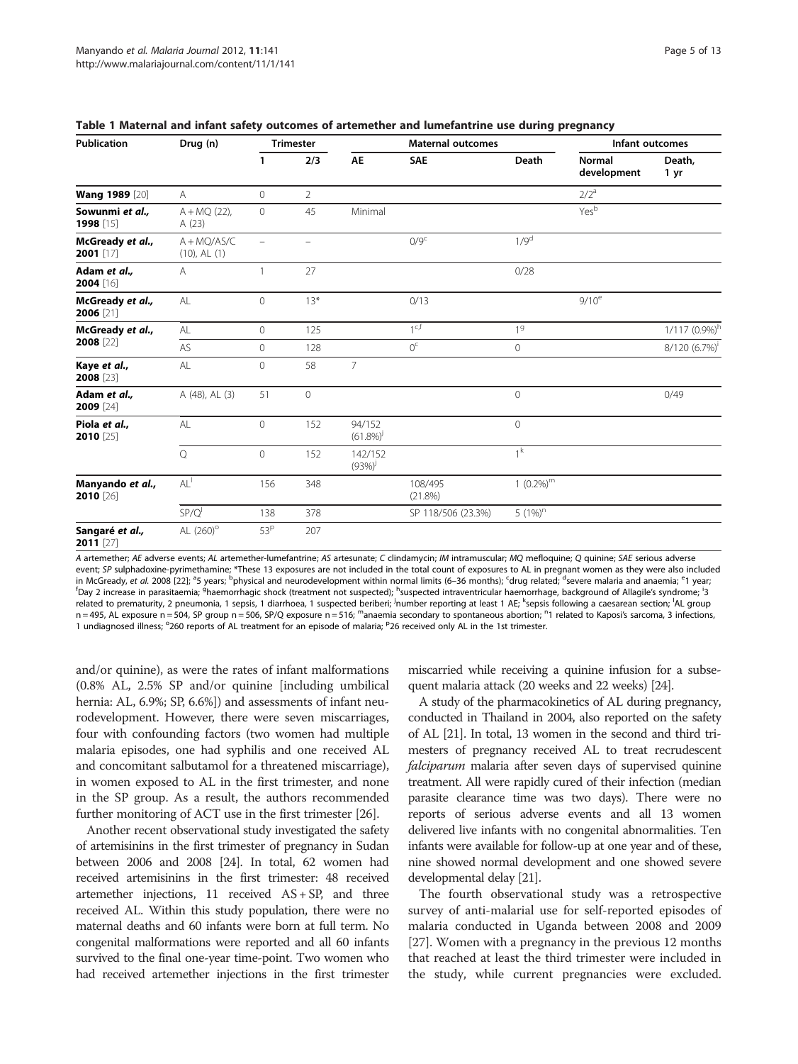**Table 1 Maternal and infant safety outcomes of artemether and lumefantrine use during pregnancy**

| Publication | Drug (n) | Trimester | | Maternal outcomes | | | Infant outcomes | |
|---|---|---|---|---|---|---|---|---|
| | | 1 | 2/3 | AE | SAE | Death | Normal development | Death, 1 yr |
| **Wang 1989** [20] | A | 0 | 2 | | | | 2/2[a] | |
| **Sowunmi et al., 1998** [15] | A + MQ (22), A (23) | 0 | 45 | Minimal | | | Yes[b] | |
| **McGready et al., 2001** [17] | A + MQ/AS/C (10), AL (1) | – | – | | 0/9[c] | 1/9[d] | | |
| **Adam et al., 2004** [16] | A | 1 | 27 | | | 0/28 | | |
| **McGready et al., 2006** [21] | AL | 0 | 13* | | 0/13 | | 9/10[e] | |
| **McGready et al., 2008** [22] | AL | 0 | 125 | | 1[c,f] | 1[g] | | 1/117 (0.9%)[h] |
| | AS | 0 | 128 | | 0[c] | 0 | | 8/120 (6.7%)[i] |
| **Kaye et al., 2008** [23] | AL | 0 | 58 | 7 | | | | |
| **Adam et al., 2009** [24] | A (48), AL (3) | 51 | 0 | | | 0 | | 0/49 |
| **Piola et al., 2010** [25] | AL | 0 | 152 | 94/152 (61.8%)[j] | | 0 | | |
| | Q | 0 | 152 | 142/152 (93%)[j] | | 1[k] | | |
| **Manyando et al., 2010** [26] | AL[l] | 156 | 348 | | 108/495 (21.8%) | 1 (0.2%)[m] | | |
| | SP/Q[l] | 138 | 378 | | SP 118/506 (23.3%) | 5 (1%)[n] | | |
| **Sangaré et al., 2011** [27] | AL (260)[o] | 53[p] | 207 | | | | | |

*A* artemether; *AE* adverse events; *AL* artemether-lumefantrine; *AS* artesunate; *C* clindamycin; *IM* intramuscular; *MQ* mefloquine; *Q* quinine; *SAE* serious adverse event; *SP* sulphadoxine-pyrimethamine; *These 13 exposures are not included in the total count of exposures to AL in pregnant women as they were also included in McGready, *et al.* 2008 [22]; [a]5 years; [b]physical and neurodevelopment within normal limits (6–36 months); [c]drug related; [d]severe malaria and anaemia; [e]1 year; [f]Day 2 increase in parasitaemia; [g]haemorrhagic shock (treatment not suspected); [h]suspected intraventricular haemorrhage, background of Allagile's syndrome; [i]3 related to prematurity, 2 pneumonia, 1 sepsis, 1 diarrhoea, 1 suspected beriberi; [j]number reporting at least 1 AE; [k]sepsis following a caesarean section; [l]AL group n = 495, AL exposure n = 504, SP group n = 506, SP/Q exposure n = 516; [m]anaemia secondary to spontaneous abortion; [n]1 related to Kaposi's sarcoma, 3 infections, 1 undiagnosed illness; [o]260 reports of AL treatment for an episode of malaria; [p]26 received only AL in the 1st trimester.

and/or quinine), as were the rates of infant malformations (0.8% AL, 2.5% SP and/or quinine [including umbilical hernia: AL, 6.9%; SP, 6.6%]) and assessments of infant neurodevelopment. However, there were seven miscarriages, four with confounding factors (two women had multiple malaria episodes, one had syphilis and one received AL and concomitant salbutamol for a threatened miscarriage), in women exposed to AL in the first trimester, and none in the SP group. As a result, the authors recommended further monitoring of ACT use in the first trimester [26].

Another recent observational study investigated the safety of artemisinins in the first trimester of pregnancy in Sudan between 2006 and 2008 [24]. In total, 62 women had received artemisinins in the first trimester: 48 received artemether injections, 11 received AS + SP, and three received AL. Within this study population, there were no maternal deaths and 60 infants were born at full term. No congenital malformations were reported and all 60 infants survived to the final one-year time-point. Two women who had received artemether injections in the first trimester miscarried while receiving a quinine infusion for a subsequent malaria attack (20 weeks and 22 weeks) [24].

A study of the pharmacokinetics of AL during pregnancy, conducted in Thailand in 2004, also reported on the safety of AL [21]. In total, 13 women in the second and third trimesters of pregnancy received AL to treat recrudescent *falciparum* malaria after seven days of supervised quinine treatment. All were rapidly cured of their infection (median parasite clearance time was two days). There were no reports of serious adverse events and all 13 women delivered live infants with no congenital abnormalities. Ten infants were available for follow-up at one year and of these, nine showed normal development and one showed severe developmental delay [21].

The fourth observational study was a retrospective survey of anti-malarial use for self-reported episodes of malaria conducted in Uganda between 2008 and 2009 [27]. Women with a pregnancy in the previous 12 months that reached at least the third trimester were included in the study, while current pregnancies were excluded.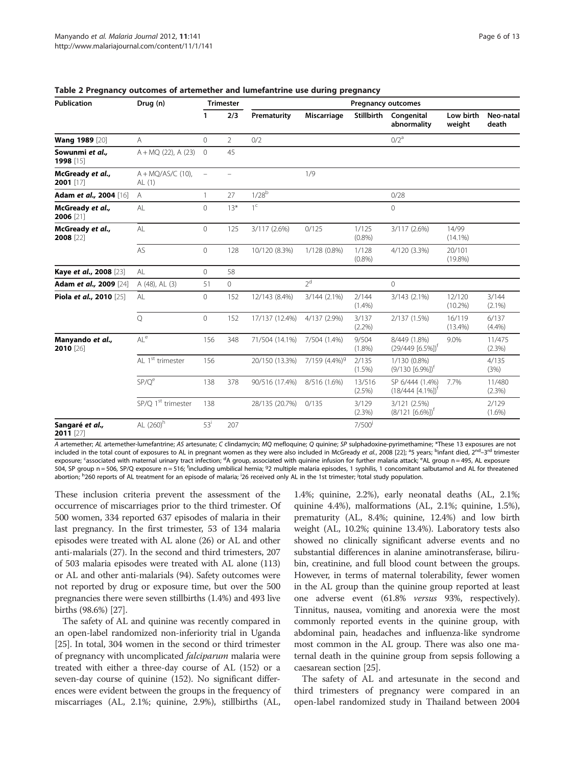**Table 2 Pregnancy outcomes of artemether and lumefantrine use during pregnancy**

| Publication | Drug (n) | Trimester | | Pregnancy outcomes | | | | | |
|---|---|---|---|---|---|---|---|---|---|
| | | 1 | 2/3 | Prematurity | Miscarriage | Stillbirth | Congenital abnormality | Low birth weight | Neo-natal death |
| **Wang 1989** [20] | A | 0 | 2 | 0/2 | | | 0/2[a] | | |
| **Sowunmi *et al.*, 1998** [15] | A + MQ (22), A (23) | 0 | 45 | | | | | | |
| **McGready *et al.*, 2001** [17] | A + MQ/AS/C (10), AL (1) | – | – | | 1/9 | | | | |
| **Adam *et al.*, 2004** [16] | A | 1 | 27 | 1/28[b] | | | 0/28 | | |
| **McGready *et al.*, 2006** [21] | AL | 0 | 13* | 1[c] | | | 0 | | |
| **McGready *et al.*, 2008** [22] | AL | 0 | 125 | 3/117 (2.6%) | 0/125 | 1/125 (0.8%) | 3/117 (2.6%) | 14/99 (14.1%) | |
| | AS | 0 | 128 | 10/120 (8.3%) | 1/128 (0.8%) | 1/128 (0.8%) | 4/120 (3.3%) | 20/101 (19.8%) | |
| **Kaye *et al.*, 2008** [23] | AL | 0 | 58 | | | | | | |
| **Adam *et al.*, 2009** [24] | A (48), AL (3) | 51 | 0 | | 2[d] | | 0 | | |
| **Piola *et al.*, 2010** [25] | AL | 0 | 152 | 12/143 (8.4%) | 3/144 (2.1%) | 2/144 (1.4%) | 3/143 (2.1%) | 12/120 (10.2%) | 3/144 (2.1%) |
| | Q | 0 | 152 | 17/137 (12.4%) | 4/137 (2.9%) | 3/137 (2.2%) | 2/137 (1.5%) | 16/119 (13.4%) | 6/137 (4.4%) |
| **Manyando *et al.*, 2010** [26] | AL[e] | 156 | 348 | 71/504 (14.1%) | 7/504 (1.4%) | 9/504 (1.8%) | 8/449 (1.8%) (29/449 [6.5%])[f] | 9.0% | 11/475 (2.3%) |
| | AL 1[st] trimester | 156 | | 20/150 (13.3%) | 7/159 (4.4%)[g] | 2/135 (1.5%) | 1/130 (0.8%) (9/130 [6.9%])[f] | | 4/135 (3%) |
| | SP/Q[e] | 138 | 378 | 90/516 (17.4%) | 8/516 (1.6%) | 13/516 (2.5%) | SP 6/444 (1.4%) (18/444 [4.1%])[f] | 7.7% | 11/480 (2.3%) |
| | SP/Q 1[st] trimester | 138 | | 28/135 (20.7%) | 0/135 | 3/129 (2.3%) | 3/121 (2.5%) (8/121 [6.6%])[f] | | 2/129 (1.6%) |
| **Sangaré *et al.*, 2011** [27] | AL (260)[h] | 53[i] | 207 | | | 7/500[j] | | | |

*A* artemether; *AL* artemether-lumefantrine; *AS* artesunate; *C* clindamycin; *MQ* mefloquine; *Q* quinine; *SP* sulphadoxine-pyrimethamine; *These 13 exposures are not included in the total count of exposures to AL in pregnant women as they were also included in McGready *et al.*, 2008 [22]; [a]5 years; [b]infant died, 2[nd]–3[rd] trimester exposure; [c]associated with maternal urinary tract infection; [d]A group, associated with quinine infusion for further malaria attack; [e]AL group n = 495, AL exposure 504, SP group n = 506, SP/Q exposure n = 516; [f]including umbilical hernia; [g]2 multiple malaria episodes, 1 syphilis, 1 concomitant salbutamol and AL for threatened abortion; [h]260 reports of AL treatment for an episode of malaria; [i]26 received only AL in the 1st trimester; [j]total study population.

These inclusion criteria prevent the assessment of the occurrence of miscarriages prior to the third trimester. Of 500 women, 334 reported 637 episodes of malaria in their last pregnancy. In the first trimester, 53 of 134 malaria episodes were treated with AL alone (26) or AL and other anti-malarials (27). In the second and third trimesters, 207 of 503 malaria episodes were treated with AL alone (113) or AL and other anti-malarials (94). Safety outcomes were not reported by drug or exposure time, but over the 500 pregnancies there were seven stillbirths (1.4%) and 493 live births (98.6%) [27].

The safety of AL and quinine was recently compared in an open-label randomized non-inferiority trial in Uganda [25]. In total, 304 women in the second or third trimester of pregnancy with uncomplicated *falciparum* malaria were treated with either a three-day course of AL (152) or a seven-day course of quinine (152). No significant differences were evident between the groups in the frequency of miscarriages (AL, 2.1%; quinine, 2.9%), stillbirths (AL, 1.4%; quinine, 2.2%), early neonatal deaths (AL, 2.1%; quinine 4.4%), malformations (AL, 2.1%; quinine, 1.5%), prematurity (AL, 8.4%; quinine, 12.4%) and low birth weight (AL, 10.2%; quinine 13.4%). Laboratory tests also showed no clinically significant adverse events and no substantial differences in alanine aminotransferase, bilirubin, creatinine, and full blood count between the groups. However, in terms of maternal tolerability, fewer women in the AL group than the quinine group reported at least one adverse event (61.8% *versus* 93%, respectively). Tinnitus, nausea, vomiting and anorexia were the most commonly reported events in the quinine group, with abdominal pain, headaches and influenza-like syndrome most common in the AL group. There was also one maternal death in the quinine group from sepsis following a caesarean section [25].

The safety of AL and artesunate in the second and third trimesters of pregnancy were compared in an open-label randomized study in Thailand between 2004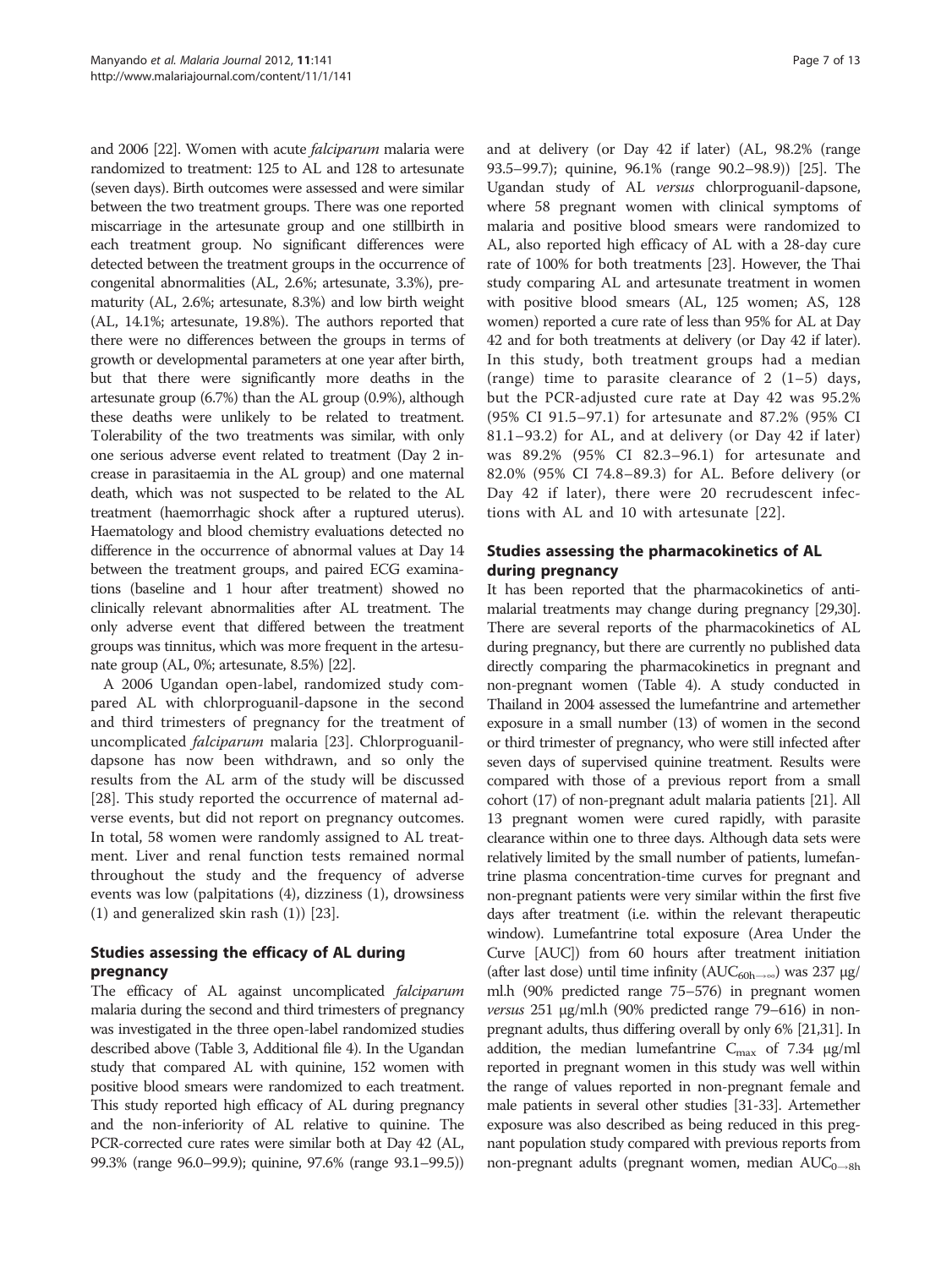and 2006 [22]. Women with acute *falciparum* malaria were randomized to treatment: 125 to AL and 128 to artesunate (seven days). Birth outcomes were assessed and were similar between the two treatment groups. There was one reported miscarriage in the artesunate group and one stillbirth in each treatment group. No significant differences were detected between the treatment groups in the occurrence of congenital abnormalities (AL, 2.6%; artesunate, 3.3%), prematurity (AL, 2.6%; artesunate, 8.3%) and low birth weight (AL, 14.1%; artesunate, 19.8%). The authors reported that there were no differences between the groups in terms of growth or developmental parameters at one year after birth, but that there were significantly more deaths in the artesunate group (6.7%) than the AL group (0.9%), although these deaths were unlikely to be related to treatment. Tolerability of the two treatments was similar, with only one serious adverse event related to treatment (Day 2 increase in parasitaemia in the AL group) and one maternal death, which was not suspected to be related to the AL treatment (haemorrhagic shock after a ruptured uterus). Haematology and blood chemistry evaluations detected no difference in the occurrence of abnormal values at Day 14 between the treatment groups, and paired ECG examinations (baseline and 1 hour after treatment) showed no clinically relevant abnormalities after AL treatment. The only adverse event that differed between the treatment groups was tinnitus, which was more frequent in the artesunate group (AL, 0%; artesunate, 8.5%) [22].

A 2006 Ugandan open-label, randomized study compared AL with chlorproguanil-dapsone in the second and third trimesters of pregnancy for the treatment of uncomplicated *falciparum* malaria [23]. Chlorproguanil-dapsone has now been withdrawn, and so only the results from the AL arm of the study will be discussed [28]. This study reported the occurrence of maternal adverse events, but did not report on pregnancy outcomes. In total, 58 women were randomly assigned to AL treatment. Liver and renal function tests remained normal throughout the study and the frequency of adverse events was low (palpitations (4), dizziness (1), drowsiness (1) and generalized skin rash (1)) [23].

## Studies assessing the efficacy of AL during pregnancy

The efficacy of AL against uncomplicated *falciparum* malaria during the second and third trimesters of pregnancy was investigated in the three open-label randomized studies described above (Table 3, Additional file 4). In the Ugandan study that compared AL with quinine, 152 women with positive blood smears were randomized to each treatment. This study reported high efficacy of AL during pregnancy and the non-inferiority of AL relative to quinine. The PCR-corrected cure rates were similar both at Day 42 (AL, 99.3% (range 96.0–99.9); quinine, 97.6% (range 93.1–99.5)) and at delivery (or Day 42 if later) (AL, 98.2% (range 93.5–99.7); quinine, 96.1% (range 90.2–98.9)) [25]. The Ugandan study of AL *versus* chlorproguanil-dapsone, where 58 pregnant women with clinical symptoms of malaria and positive blood smears were randomized to AL, also reported high efficacy of AL with a 28-day cure rate of 100% for both treatments [23]. However, the Thai study comparing AL and artesunate treatment in women with positive blood smears (AL, 125 women; AS, 128 women) reported a cure rate of less than 95% for AL at Day 42 and for both treatments at delivery (or Day 42 if later). In this study, both treatment groups had a median (range) time to parasite clearance of 2 (1–5) days, but the PCR-adjusted cure rate at Day 42 was 95.2% (95% CI 91.5–97.1) for artesunate and 87.2% (95% CI 81.1–93.2) for AL, and at delivery (or Day 42 if later) was 89.2% (95% CI 82.3–96.1) for artesunate and 82.0% (95% CI 74.8–89.3) for AL. Before delivery (or Day 42 if later), there were 20 recrudescent infections with AL and 10 with artesunate [22].

## Studies assessing the pharmacokinetics of AL during pregnancy

It has been reported that the pharmacokinetics of antimalarial treatments may change during pregnancy [29,30]. There are several reports of the pharmacokinetics of AL during pregnancy, but there are currently no published data directly comparing the pharmacokinetics in pregnant and non-pregnant women (Table 4). A study conducted in Thailand in 2004 assessed the lumefantrine and artemether exposure in a small number (13) of women in the second or third trimester of pregnancy, who were still infected after seven days of supervised quinine treatment. Results were compared with those of a previous report from a small cohort (17) of non-pregnant adult malaria patients [21]. All 13 pregnant women were cured rapidly, with parasite clearance within one to three days. Although data sets were relatively limited by the small number of patients, lumefantrine plasma concentration-time curves for pregnant and non-pregnant patients were very similar within the first five days after treatment (i.e. within the relevant therapeutic window). Lumefantrine total exposure (Area Under the Curve [AUC]) from 60 hours after treatment initiation (after last dose) until time infinity ($AUC_{60h \rightarrow \infty}$) was 237 μg/ml.h (90% predicted range 75–576) in pregnant women *versus* 251 μg/ml.h (90% predicted range 79–616) in non-pregnant adults, thus differing overall by only 6% [21,31]. In addition, the median lumefantrine $C_{max}$ of 7.34 μg/ml reported in pregnant women in this study was well within the range of values reported in non-pregnant female and male patients in several other studies [31-33]. Artemether exposure was also described as being reduced in this pregnant population study compared with previous reports from non-pregnant adults (pregnant women, median $AUC_{0 \rightarrow 8h}$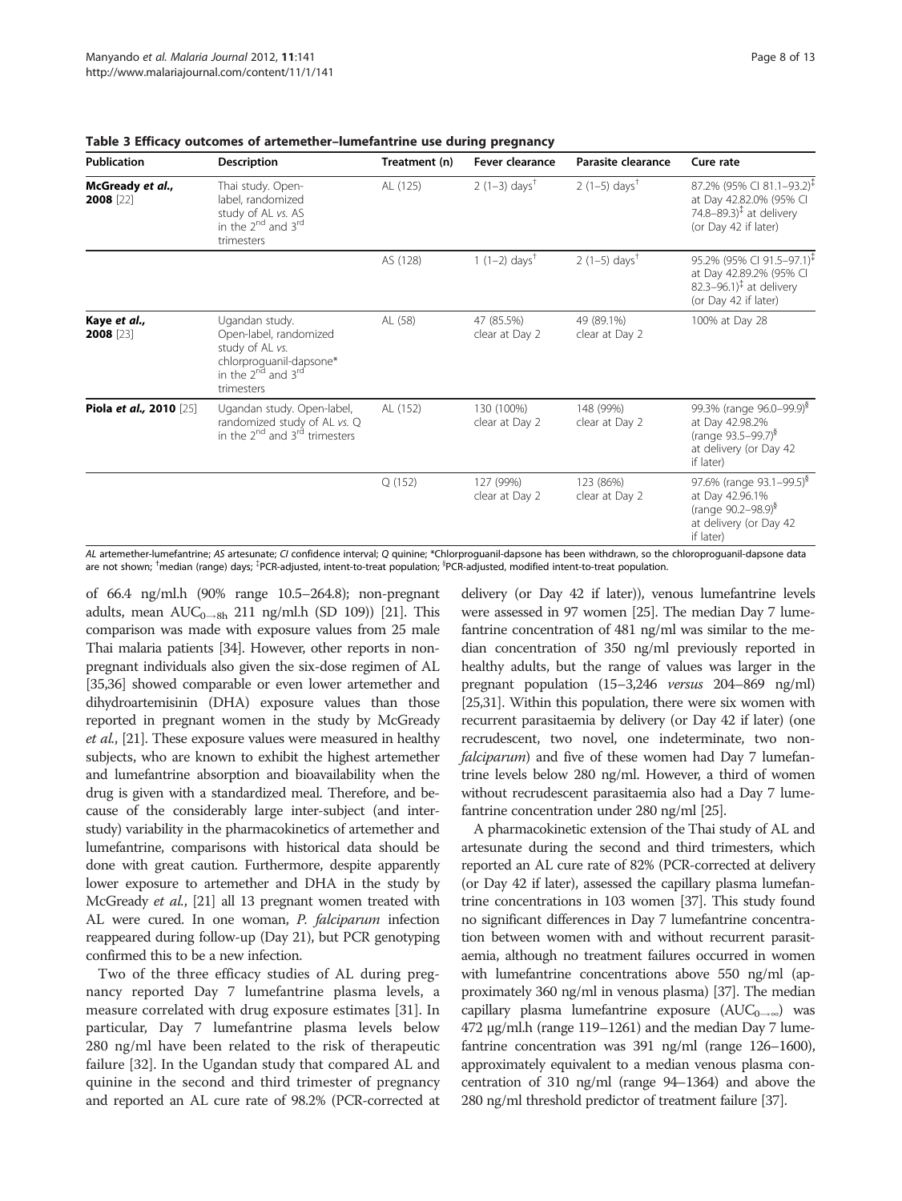**Table 3 Efficacy outcomes of artemether–lumefantrine use during pregnancy**

| Publication | Description | Treatment (n) | Fever clearance | Parasite clearance | Cure rate |
|---|---|---|---|---|---|
| **McGready *et al.*, 2008** [22] | Thai study. Open-label, randomized study of AL *vs.* AS in the 2nd and 3rd trimesters | AL (125) | 2 (1–3) days† | 2 (1–5) days† | 87.2% (95% CI 81.1–93.2)‡ at Day 42.82.0% (95% CI 74.8–89.3)‡ at delivery (or Day 42 if later) |
| | | AS (128) | 1 (1–2) days† | 2 (1–5) days† | 95.2% (95% CI 91.5–97.1)‡ at Day 42.89.2% (95% CI 82.3–96.1)‡ at delivery (or Day 42 if later) |
| **Kaye *et al.*, 2008** [23] | Ugandan study. Open-label, randomized study of AL *vs.* chlorproguanil-dapsone* in the 2nd and 3rd trimesters | AL (58) | 47 (85.5%) clear at Day 2 | 49 (89.1%) clear at Day 2 | 100% at Day 28 |
| **Piola *et al.,* 2010** [25] | Ugandan study. Open-label, randomized study of AL *vs.* Q in the 2nd and 3rd trimesters | AL (152) | 130 (100%) clear at Day 2 | 148 (99%) clear at Day 2 | 99.3% (range 96.0–99.9)§ at Day 42.98.2% (range 93.5–99.7)§ at delivery (or Day 42 if later) |
| | | Q (152) | 127 (99%) clear at Day 2 | 123 (86%) clear at Day 2 | 97.6% (range 93.1–99.5)§ at Day 42.96.1% (range 90.2–98.9)§ at delivery (or Day 42 if later) |

*AL* artemether-lumefantrine; *AS* artesunate; *CI* confidence interval; *Q* quinine; *Chlorproguanil-dapsone has been withdrawn, so the chloroproguanil-dapsone data are not shown; †median (range) days; ‡PCR-adjusted, intent-to-treat population; §PCR-adjusted, modified intent-to-treat population.

of 66.4 ng/ml.h (90% range 10.5–264.8); non-pregnant adults, mean $AUC_{0\rightarrow8h}$ 211 ng/ml.h (SD 109)) [21]. This comparison was made with exposure values from 25 male Thai malaria patients [34]. However, other reports in non-pregnant individuals also given the six-dose regimen of AL [35,36] showed comparable or even lower artemether and dihydroartemisinin (DHA) exposure values than those reported in pregnant women in the study by McGready *et al.*, [21]. These exposure values were measured in healthy subjects, who are known to exhibit the highest artemether and lumefantrine absorption and bioavailability when the drug is given with a standardized meal. Therefore, and because of the considerably large inter-subject (and inter-study) variability in the pharmacokinetics of artemether and lumefantrine, comparisons with historical data should be done with great caution. Furthermore, despite apparently lower exposure to artemether and DHA in the study by McGready *et al.*, [21] all 13 pregnant women treated with AL were cured. In one woman, *P. falciparum* infection reappeared during follow-up (Day 21), but PCR genotyping confirmed this to be a new infection.

Two of the three efficacy studies of AL during pregnancy reported Day 7 lumefantrine plasma levels, a measure correlated with drug exposure estimates [31]. In particular, Day 7 lumefantrine plasma levels below 280 ng/ml have been related to the risk of therapeutic failure [32]. In the Ugandan study that compared AL and quinine in the second and third trimester of pregnancy and reported an AL cure rate of 98.2% (PCR-corrected at delivery (or Day 42 if later)), venous lumefantrine levels were assessed in 97 women [25]. The median Day 7 lumefantrine concentration of 481 ng/ml was similar to the median concentration of 350 ng/ml previously reported in healthy adults, but the range of values was larger in the pregnant population (15–3,246 *versus* 204–869 ng/ml) [25,31]. Within this population, there were six women with recurrent parasitaemia by delivery (or Day 42 if later) (one recrudescent, two novel, one indeterminate, two non-*falciparum*) and five of these women had Day 7 lumefantrine levels below 280 ng/ml. However, a third of women without recrudescent parasitaemia also had a Day 7 lumefantrine concentration under 280 ng/ml [25].

A pharmacokinetic extension of the Thai study of AL and artesunate during the second and third trimesters, which reported an AL cure rate of 82% (PCR-corrected at delivery (or Day 42 if later), assessed the capillary plasma lumefantrine concentrations in 103 women [37]. This study found no significant differences in Day 7 lumefantrine concentration between women with and without recurrent parasitaemia, although no treatment failures occurred in women with lumefantrine concentrations above 550 ng/ml (approximately 360 ng/ml in venous plasma) [37]. The median capillary plasma lumefantrine exposure ($AUC_{0\rightarrow\infty}$) was 472 µg/ml.h (range 119–1261) and the median Day 7 lumefantrine concentration was 391 ng/ml (range 126–1600), approximately equivalent to a median venous plasma concentration of 310 ng/ml (range 94–1364) and above the 280 ng/ml threshold predictor of treatment failure [37].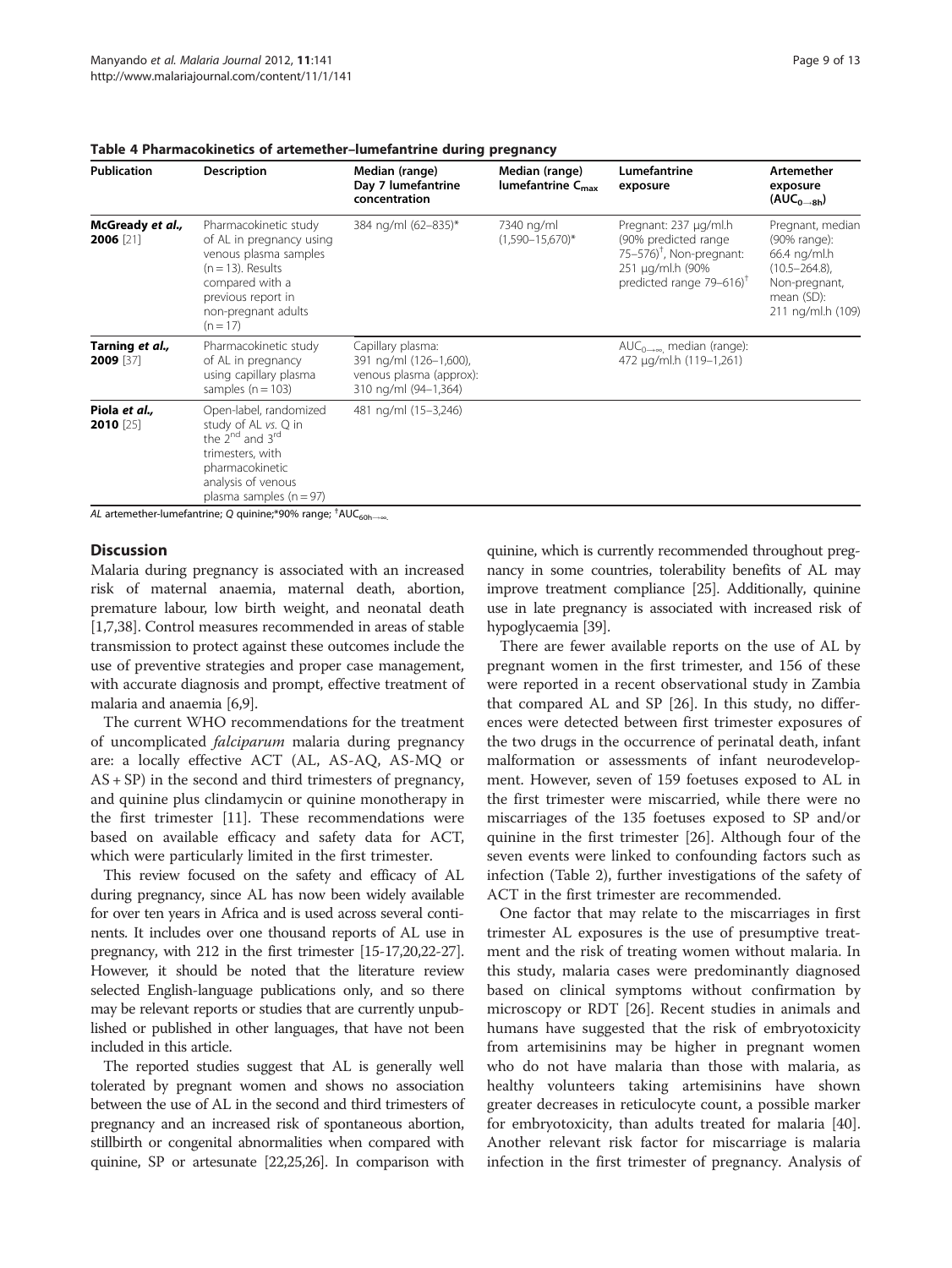**Table 4 Pharmacokinetics of artemether–lumefantrine during pregnancy**

| Publication | Description | Median (range) Day 7 lumefantrine concentration | Median (range) lumefantrine $C_{max}$ | Lumefantrine exposure | Artemether exposure ($AUC_{0\rightarrow 8h}$) |
|---|---|---|---|---|---|
| **McGready *et al.*, 2006** [21] | Pharmacokinetic study of AL in pregnancy using venous plasma samples (n = 13). Results compared with a previous report in non-pregnant adults (n = 17) | 384 ng/ml (62–835)* | 7340 ng/ml (1,590–15,670)* | Pregnant: 237 μg/ml.h (90% predicted range 75–576)[†], Non-pregnant: 251 μg/ml.h (90% predicted range 79–616)[†] | Pregnant, median (90% range): 66.4 ng/ml.h (10.5–264.8), Non-pregnant, mean (SD): 211 ng/ml.h (109) |
| **Tarning *et al.*, 2009** [37] | Pharmacokinetic study of AL in pregnancy using capillary plasma samples (n = 103) | Capillary plasma: 391 ng/ml (126–1,600), venous plasma (approx): 310 ng/ml (94–1,364) | | $AUC_{0\rightarrow\infty}$, median (range): 472 μg/ml.h (119–1,261) | |
| **Piola *et al.*, 2010** [25] | Open-label, randomized study of AL *vs.* Q in the 2[nd] and 3[rd] trimesters, with pharmacokinetic analysis of venous plasma samples (n = 97) | 481 ng/ml (15–3,246) | | | |

*AL* artemether-lumefantrine; *Q* quinine;*90% range; [†]$AUC_{60h\rightarrow\infty}$.

## Discussion

Malaria during pregnancy is associated with an increased risk of maternal anaemia, maternal death, abortion, premature labour, low birth weight, and neonatal death [1,7,38]. Control measures recommended in areas of stable transmission to protect against these outcomes include the use of preventive strategies and proper case management, with accurate diagnosis and prompt, effective treatment of malaria and anaemia [6,9].

The current WHO recommendations for the treatment of uncomplicated *falciparum* malaria during pregnancy are: a locally effective ACT (AL, AS-AQ, AS-MQ or AS + SP) in the second and third trimesters of pregnancy, and quinine plus clindamycin or quinine monotherapy in the first trimester [11]. These recommendations were based on available efficacy and safety data for ACT, which were particularly limited in the first trimester.

This review focused on the safety and efficacy of AL during pregnancy, since AL has now been widely available for over ten years in Africa and is used across several continents. It includes over one thousand reports of AL use in pregnancy, with 212 in the first trimester [15-17,20,22-27]. However, it should be noted that the literature review selected English-language publications only, and so there may be relevant reports or studies that are currently unpublished or published in other languages, that have not been included in this article.

The reported studies suggest that AL is generally well tolerated by pregnant women and shows no association between the use of AL in the second and third trimesters of pregnancy and an increased risk of spontaneous abortion, stillbirth or congenital abnormalities when compared with quinine, SP or artesunate [22,25,26]. In comparison with quinine, which is currently recommended throughout pregnancy in some countries, tolerability benefits of AL may improve treatment compliance [25]. Additionally, quinine use in late pregnancy is associated with increased risk of hypoglycaemia [39].

There are fewer available reports on the use of AL by pregnant women in the first trimester, and 156 of these were reported in a recent observational study in Zambia that compared AL and SP [26]. In this study, no differences were detected between first trimester exposures of the two drugs in the occurrence of perinatal death, infant malformation or assessments of infant neurodevelopment. However, seven of 159 foetuses exposed to AL in the first trimester were miscarried, while there were no miscarriages of the 135 foetuses exposed to SP and/or quinine in the first trimester [26]. Although four of the seven events were linked to confounding factors such as infection (Table 2), further investigations of the safety of ACT in the first trimester are recommended.

One factor that may relate to the miscarriages in first trimester AL exposures is the use of presumptive treatment and the risk of treating women without malaria. In this study, malaria cases were predominantly diagnosed based on clinical symptoms without confirmation by microscopy or RDT [26]. Recent studies in animals and humans have suggested that the risk of embryotoxicity from artemisinins may be higher in pregnant women who do not have malaria than those with malaria, as healthy volunteers taking artemisinins have shown greater decreases in reticulocyte count, a possible marker for embryotoxicity, than adults treated for malaria [40]. Another relevant risk factor for miscarriage is malaria infection in the first trimester of pregnancy. Analysis of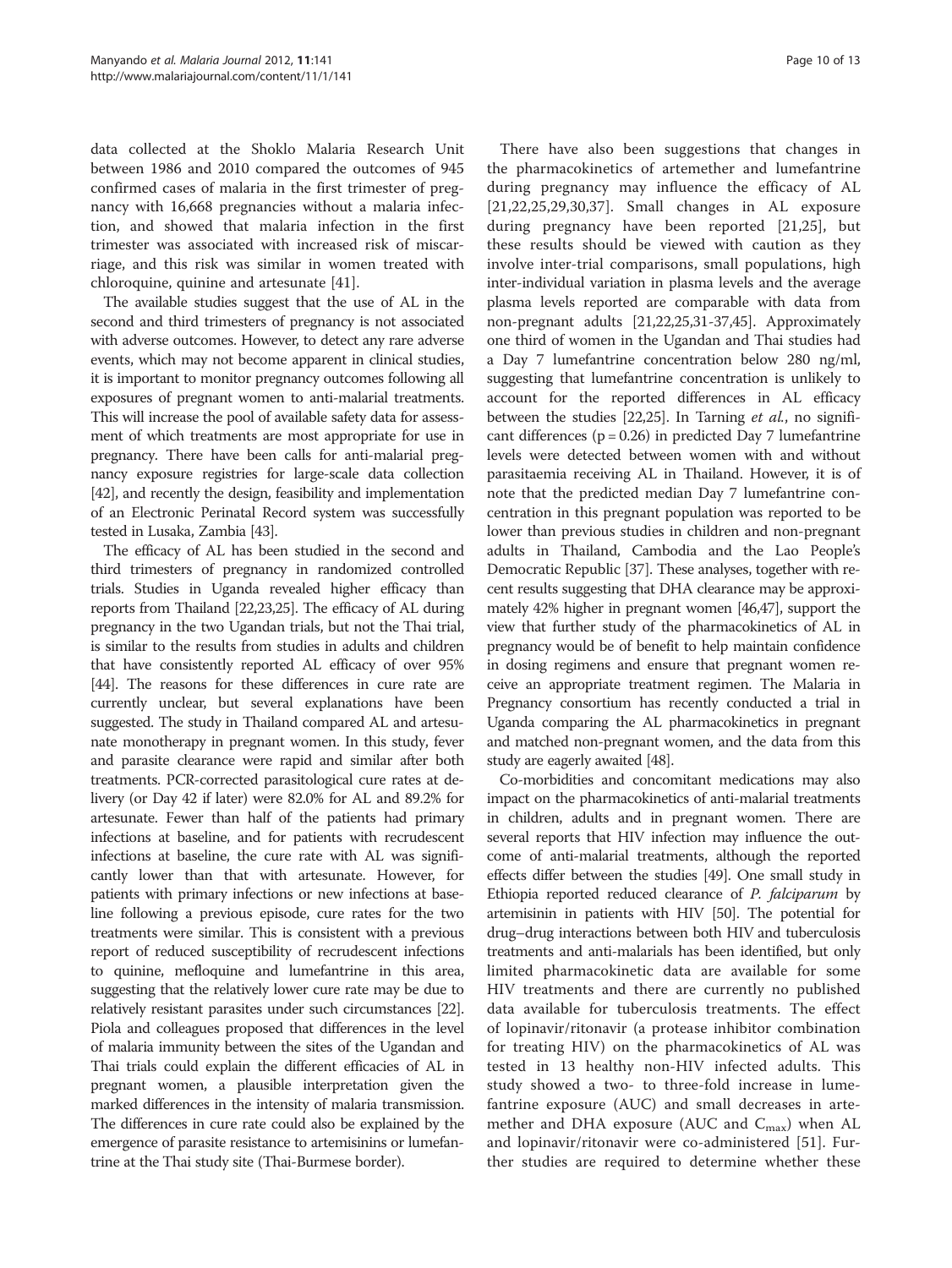data collected at the Shoklo Malaria Research Unit between 1986 and 2010 compared the outcomes of 945 confirmed cases of malaria in the first trimester of pregnancy with 16,668 pregnancies without a malaria infection, and showed that malaria infection in the first trimester was associated with increased risk of miscarriage, and this risk was similar in women treated with chloroquine, quinine and artesunate [41].

The available studies suggest that the use of AL in the second and third trimesters of pregnancy is not associated with adverse outcomes. However, to detect any rare adverse events, which may not become apparent in clinical studies, it is important to monitor pregnancy outcomes following all exposures of pregnant women to anti-malarial treatments. This will increase the pool of available safety data for assessment of which treatments are most appropriate for use in pregnancy. There have been calls for anti-malarial pregnancy exposure registries for large-scale data collection [42], and recently the design, feasibility and implementation of an Electronic Perinatal Record system was successfully tested in Lusaka, Zambia [43].

The efficacy of AL has been studied in the second and third trimesters of pregnancy in randomized controlled trials. Studies in Uganda revealed higher efficacy than reports from Thailand [22,23,25]. The efficacy of AL during pregnancy in the two Ugandan trials, but not the Thai trial, is similar to the results from studies in adults and children that have consistently reported AL efficacy of over 95% [44]. The reasons for these differences in cure rate are currently unclear, but several explanations have been suggested. The study in Thailand compared AL and artesunate monotherapy in pregnant women. In this study, fever and parasite clearance were rapid and similar after both treatments. PCR-corrected parasitological cure rates at delivery (or Day 42 if later) were 82.0% for AL and 89.2% for artesunate. Fewer than half of the patients had primary infections at baseline, and for patients with recrudescent infections at baseline, the cure rate with AL was significantly lower than that with artesunate. However, for patients with primary infections or new infections at baseline following a previous episode, cure rates for the two treatments were similar. This is consistent with a previous report of reduced susceptibility of recrudescent infections to quinine, mefloquine and lumefantrine in this area, suggesting that the relatively lower cure rate may be due to relatively resistant parasites under such circumstances [22]. Piola and colleagues proposed that differences in the level of malaria immunity between the sites of the Ugandan and Thai trials could explain the different efficacies of AL in pregnant women, a plausible interpretation given the marked differences in the intensity of malaria transmission. The differences in cure rate could also be explained by the emergence of parasite resistance to artemisinins or lumefantrine at the Thai study site (Thai-Burmese border).

There have also been suggestions that changes in the pharmacokinetics of artemether and lumefantrine during pregnancy may influence the efficacy of AL [21,22,25,29,30,37]. Small changes in AL exposure during pregnancy have been reported [21,25], but these results should be viewed with caution as they involve inter-trial comparisons, small populations, high inter-individual variation in plasma levels and the average plasma levels reported are comparable with data from non-pregnant adults [21,22,25,31-37,45]. Approximately one third of women in the Ugandan and Thai studies had a Day 7 lumefantrine concentration below 280 ng/ml, suggesting that lumefantrine concentration is unlikely to account for the reported differences in AL efficacy between the studies [22,25]. In Tarning *et al.*, no significant differences ($p = 0.26$) in predicted Day 7 lumefantrine levels were detected between women with and without parasitaemia receiving AL in Thailand. However, it is of note that the predicted median Day 7 lumefantrine concentration in this pregnant population was reported to be lower than previous studies in children and non-pregnant adults in Thailand, Cambodia and the Lao People's Democratic Republic [37]. These analyses, together with recent results suggesting that DHA clearance may be approximately 42% higher in pregnant women [46,47], support the view that further study of the pharmacokinetics of AL in pregnancy would be of benefit to help maintain confidence in dosing regimens and ensure that pregnant women receive an appropriate treatment regimen. The Malaria in Pregnancy consortium has recently conducted a trial in Uganda comparing the AL pharmacokinetics in pregnant and matched non-pregnant women, and the data from this study are eagerly awaited [48].

Co-morbidities and concomitant medications may also impact on the pharmacokinetics of anti-malarial treatments in children, adults and in pregnant women. There are several reports that HIV infection may influence the outcome of anti-malarial treatments, although the reported effects differ between the studies [49]. One small study in Ethiopia reported reduced clearance of *P. falciparum* by artemisinin in patients with HIV [50]. The potential for drug–drug interactions between both HIV and tuberculosis treatments and anti-malarials has been identified, but only limited pharmacokinetic data are available for some HIV treatments and there are currently no published data available for tuberculosis treatments. The effect of lopinavir/ritonavir (a protease inhibitor combination for treating HIV) on the pharmacokinetics of AL was tested in 13 healthy non-HIV infected adults. This study showed a two- to three-fold increase in lumefantrine exposure (AUC) and small decreases in artemether and DHA exposure (AUC and $C_{max}$) when AL and lopinavir/ritonavir were co-administered [51]. Further studies are required to determine whether these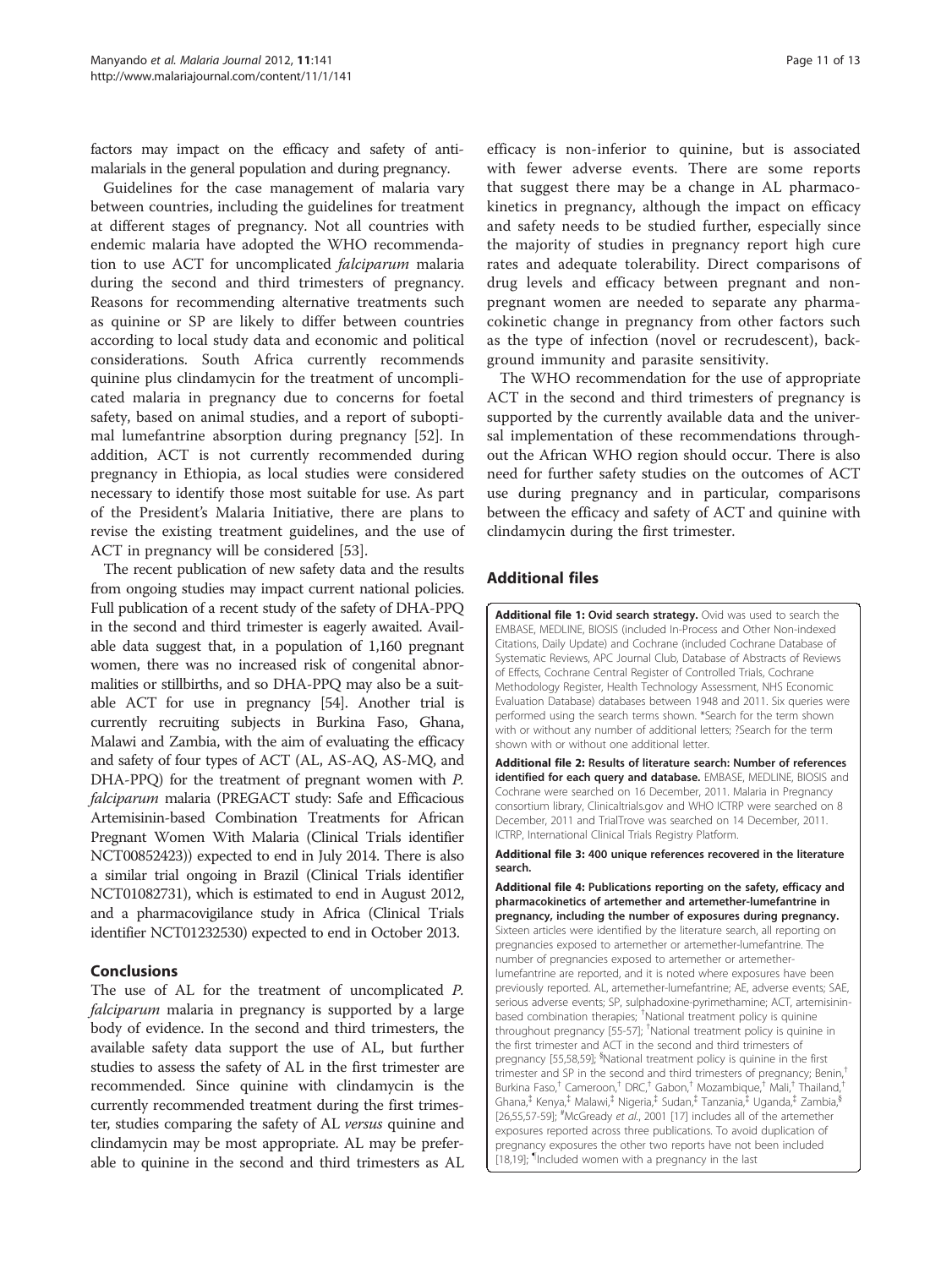factors may impact on the efficacy and safety of antimalarials in the general population and during pregnancy.

Guidelines for the case management of malaria vary between countries, including the guidelines for treatment at different stages of pregnancy. Not all countries with endemic malaria have adopted the WHO recommendation to use ACT for uncomplicated *falciparum* malaria during the second and third trimesters of pregnancy. Reasons for recommending alternative treatments such as quinine or SP are likely to differ between countries according to local study data and economic and political considerations. South Africa currently recommends quinine plus clindamycin for the treatment of uncomplicated malaria in pregnancy due to concerns for foetal safety, based on animal studies, and a report of suboptimal lumefantrine absorption during pregnancy [52]. In addition, ACT is not currently recommended during pregnancy in Ethiopia, as local studies were considered necessary to identify those most suitable for use. As part of the President's Malaria Initiative, there are plans to revise the existing treatment guidelines, and the use of ACT in pregnancy will be considered [53].

The recent publication of new safety data and the results from ongoing studies may impact current national policies. Full publication of a recent study of the safety of DHA-PPQ in the second and third trimester is eagerly awaited. Available data suggest that, in a population of 1,160 pregnant women, there was no increased risk of congenital abnormalities or stillbirths, and so DHA-PPQ may also be a suitable ACT for use in pregnancy [54]. Another trial is currently recruiting subjects in Burkina Faso, Ghana, Malawi and Zambia, with the aim of evaluating the efficacy and safety of four types of ACT (AL, AS-AQ, AS-MQ, and DHA-PPQ) for the treatment of pregnant women with *P. falciparum* malaria (PREGACT study: Safe and Efficacious Artemisinin-based Combination Treatments for African Pregnant Women With Malaria (Clinical Trials identifier NCT00852423)) expected to end in July 2014. There is also a similar trial ongoing in Brazil (Clinical Trials identifier NCT01082731), which is estimated to end in August 2012, and a pharmacovigilance study in Africa (Clinical Trials identifier NCT01232530) expected to end in October 2013.

## Conclusions

The use of AL for the treatment of uncomplicated *P. falciparum* malaria in pregnancy is supported by a large body of evidence. In the second and third trimesters, the available safety data support the use of AL, but further studies to assess the safety of AL in the first trimester are recommended. Since quinine with clindamycin is the currently recommended treatment during the first trimester, studies comparing the safety of AL *versus* quinine and clindamycin may be most appropriate. AL may be preferable to quinine in the second and third trimesters as AL efficacy is non-inferior to quinine, but is associated with fewer adverse events. There are some reports that suggest there may be a change in AL pharmacokinetics in pregnancy, although the impact on efficacy and safety needs to be studied further, especially since the majority of studies in pregnancy report high cure rates and adequate tolerability. Direct comparisons of drug levels and efficacy between pregnant and non-pregnant women are needed to separate any pharmacokinetic change in pregnancy from other factors such as the type of infection (novel or recrudescent), background immunity and parasite sensitivity.

The WHO recommendation for the use of appropriate ACT in the second and third trimesters of pregnancy is supported by the currently available data and the universal implementation of these recommendations throughout the African WHO region should occur. There is also need for further safety studies on the outcomes of ACT use during pregnancy and in particular, comparisons between the efficacy and safety of ACT and quinine with clindamycin during the first trimester.

## Additional files

**Additional file 1: Ovid search strategy.** Ovid was used to search the EMBASE, MEDLINE, BIOSIS (included In-Process and Other Non-indexed Citations, Daily Update) and Cochrane (included Cochrane Database of Systematic Reviews, APC Journal Club, Database of Abstracts of Reviews of Effects, Cochrane Central Register of Controlled Trials, Cochrane Methodology Register, Health Technology Assessment, NHS Economic Evaluation Database) databases between 1948 and 2011. Six queries were performed using the search terms shown. *Search for the term shown with or without any number of additional letters; ?Search for the term shown with or without one additional letter.

**Additional file 2: Results of literature search: Number of references identified for each query and database.** EMBASE, MEDLINE, BIOSIS and Cochrane were searched on 16 December, 2011. Malaria in Pregnancy consortium library, Clinicaltrials.gov and WHO ICTRP were searched on 8 December, 2011 and TrialTrove was searched on 14 December, 2011. ICTRP, International Clinical Trials Registry Platform.

**Additional file 3: 400 unique references recovered in the literature search.**

**Additional file 4: Publications reporting on the safety, efficacy and pharmacokinetics of artemether and artemether-lumefantrine in pregnancy, including the number of exposures during pregnancy.** Sixteen articles were identified by the literature search, all reporting on pregnancies exposed to artemether or artemether-lumefantrine. The number of pregnancies exposed to artemether or artemether-lumefantrine are reported, and it is noted where exposures have been previously reported. AL, artemether-lumefantrine; AE, adverse events; SAE, serious adverse events; SP, sulphadoxine-pyrimethamine; ACT, artemisinin-based combination therapies; [†]National treatment policy is quinine throughout pregnancy [55-57]; [‡]National treatment policy is quinine in the first trimester and ACT in the second and third trimesters of pregnancy [55,58,59]; [§]National treatment policy is quinine in the first trimester and SP in the second and third trimesters of pregnancy; Benin,[†] Burkina Faso,[†] Cameroon,[†] DRC,[†] Gabon,[†] Mozambique,[†] Mali,[†] Thailand,[†] Ghana,[‡] Kenya,[‡] Malawi,[‡] Nigeria,[‡] Sudan,[‡] Tanzania,[‡] Uganda,[‡] Zambia,[§] [26,55,57-59]; [#]McGready *et al.*, 2001 [17] includes all of the artemether exposures reported across three publications. To avoid duplication of pregnancy exposures the other two reports have not been included [18,19]; [¶]Included women with a pregnancy in the last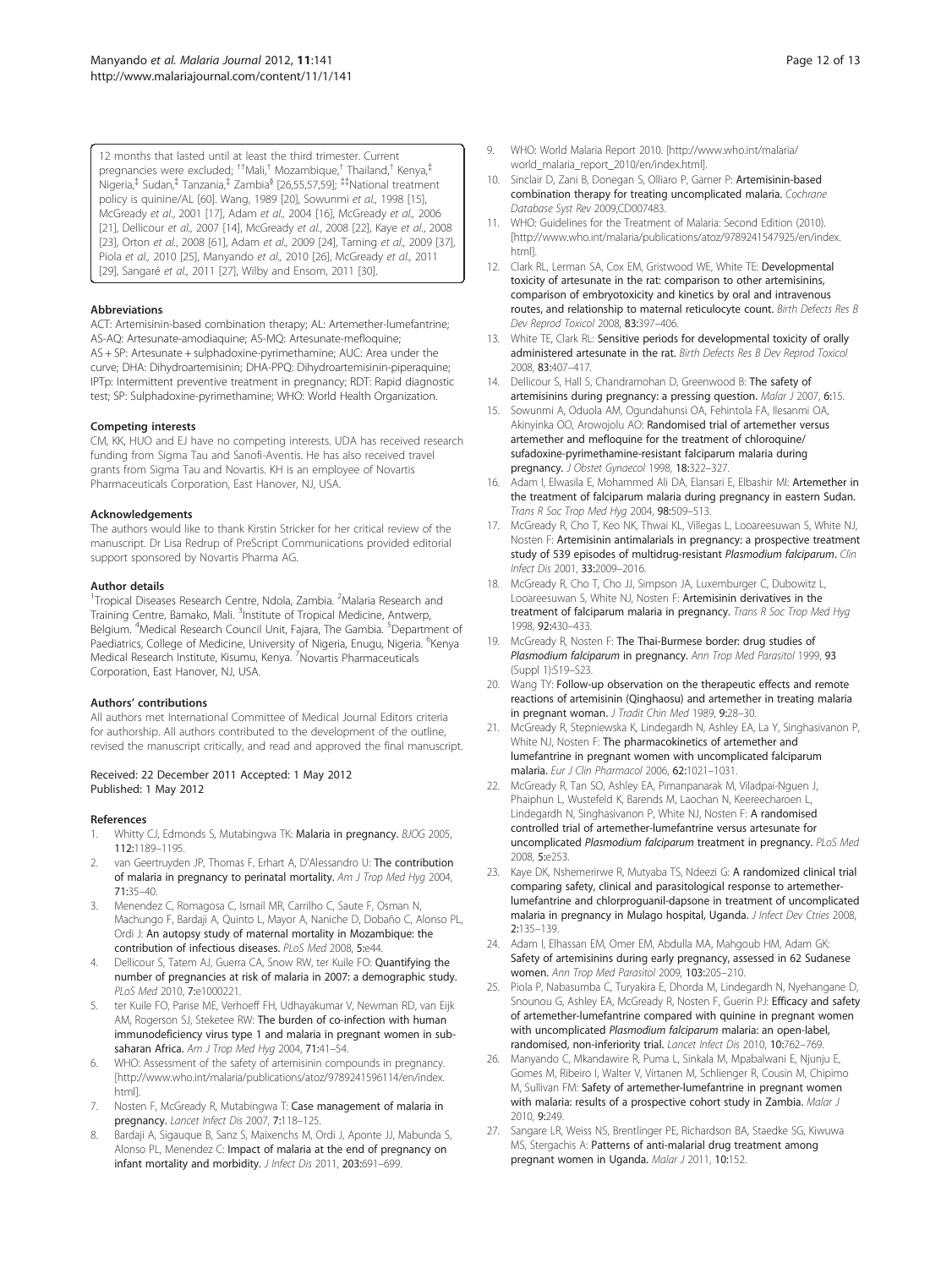12 months that lasted until at least the third trimester. Current pregnancies were excluded; [††]Mali,[†] Mozambique,[†] Thailand,[†] Kenya,[‡] Nigeria,[‡] Sudan,[‡] Tanzania,[‡] Zambia[§] [26,55,57,59]; [‡‡]National treatment policy is quinine/AL [60]. Wang, 1989 [20], Sowunmi *et al.*, 1998 [15], McGready *et al.*, 2001 [17], Adam *et al.*, 2004 [16], McGready *et al.*, 2006 [21], Dellicour *et al.*, 2007 [14], McGready *et al.*, 2008 [22], Kaye *et al.*, 2008 [23], Orton *et al.*, 2008 [61], Adam *et al.*, 2009 [24], Tarning *et al.*, 2009 [37], Piola *et al.*, 2010 [25], Manyando *et al.*, 2010 [26], McGready *et al.*, 2011 [29], Sangaré *et al.*, 2011 [27], Wilby and Ensom, 2011 [30].

### Abbreviations

ACT: Artemisinin-based combination therapy; AL: Artemether-lumefantrine; AS-AQ: Artesunate-amodiaquine; AS-MQ: Artesunate-mefloquine; AS + SP: Artesunate + sulphadoxine-pyrimethamine; AUC: Area under the curve; DHA: Dihydroartemisinin; DHA-PPQ: Dihydroartemisinin-piperaquine; IPTp: Intermittent preventive treatment in pregnancy; RDT: Rapid diagnostic test; SP: Sulphadoxine-pyrimethamine; WHO: World Health Organization.

### Competing interests

CM, KK, HUO and EJ have no competing interests. UDA has received research funding from Sigma Tau and Sanofi-Aventis. He has also received travel grants from Sigma Tau and Novartis. KH is an employee of Novartis Pharmaceuticals Corporation, East Hanover, NJ, USA.

### Acknowledgements

The authors would like to thank Kirstin Stricker for her critical review of the manuscript. Dr Lisa Redrup of PreScript Communications provided editorial support sponsored by Novartis Pharma AG.

### Author details

[1]Tropical Diseases Research Centre, Ndola, Zambia. [2]Malaria Research and Training Centre, Bamako, Mali. [3]Institute of Tropical Medicine, Antwerp, Belgium. [4]Medical Research Council Unit, Fajara, The Gambia. [5]Department of Paediatrics, College of Medicine, University of Nigeria, Enugu, Nigeria. [6]Kenya Medical Research Institute, Kisumu, Kenya. [7]Novartis Pharmaceuticals Corporation, East Hanover, NJ, USA.

### Authors' contributions

All authors met International Committee of Medical Journal Editors criteria for authorship. All authors contributed to the development of the outline, revised the manuscript critically, and read and approved the final manuscript.

Received: 22 December 2011 Accepted: 1 May 2012
Published: 1 May 2012

### References

1. Whitty CJ, Edmonds S, Mutabingwa TK: **Malaria in pregnancy.** *BJOG* 2005, **112:**1189–1195.
2. van Geertruyden JP, Thomas F, Erhart A, D'Alessandro U: **The contribution of malaria in pregnancy to perinatal mortality.** *Am J Trop Med Hyg* 2004, **71:**35–40.
3. Menendez C, Romagosa C, Ismail MR, Carrilho C, Saute F, Osman N, Machungo F, Bardaji A, Quinto L, Mayor A, Naniche D, Dobaño C, Alonso PL, Ordi J: **An autopsy study of maternal mortality in Mozambique: the contribution of infectious diseases.** *PLoS Med* 2008, **5:**e44.
4. Dellicour S, Tatem AJ, Guerra CA, Snow RW, ter Kuile FO: **Quantifying the number of pregnancies at risk of malaria in 2007: a demographic study.** *PLoS Med* 2010, **7:**e1000221.
5. ter Kuile FO, Parise ME, Verhoeff FH, Udhayakumar V, Newman RD, van Eijk AM, Rogerson SJ, Steketee RW: **The burden of co-infection with human immunodeficiency virus type 1 and malaria in pregnant women in sub-saharan Africa.** *Am J Trop Med Hyg* 2004, **71:**41–54.
6. WHO: **Assessment of the safety of artemisinin compounds in pregnancy.** [http://www.who.int/malaria/publications/atoz/9789241596114/en/index.html].
7. Nosten F, McGready R, Mutabingwa T: **Case management of malaria in pregnancy.** *Lancet Infect Dis* 2007, **7:**118–125.
8. Bardaji A, Sigauque B, Sanz S, Maixenchs M, Ordi J, Aponte JJ, Mabunda S, Alonso PL, Menendez C: **Impact of malaria at the end of pregnancy on infant mortality and morbidity.** *J Infect Dis* 2011, **203:**691–699.
9. WHO: World Malaria Report 2010. [http://www.who.int/malaria/world_malaria_report_2010/en/index.html].
10. Sinclair D, Zani B, Donegan S, Olliaro P, Garner P: **Artemisinin-based combination therapy for treating uncomplicated malaria.** *Cochrane Database Syst Rev* 2009,CD007483.
11. WHO: Guidelines for the Treatment of Malaria: Second Edition (2010). [http://www.who.int/malaria/publications/atoz/9789241547925/en/index.html].
12. Clark RL, Lerman SA, Cox EM, Gristwood WE, White TE: **Developmental toxicity of artesunate in the rat: comparison to other artemisinins, comparison of embryotoxicity and kinetics by oral and intravenous routes, and relationship to maternal reticulocyte count.** *Birth Defects Res B Dev Reprod Toxicol* 2008, **83:**397–406.
13. White TE, Clark RL: **Sensitive periods for developmental toxicity of orally administered artesunate in the rat.** *Birth Defects Res B Dev Reprod Toxicol* 2008, **83:**407–417.
14. Dellicour S, Hall S, Chandramohan D, Greenwood B: **The safety of artemisinins during pregnancy: a pressing question.** *Malar J* 2007, **6:**15.
15. Sowunmi A, Oduola AM, Ogundahunsi OA, Fehintola FA, Ilesanmi OA, Akinyinka OO, Arowojolu AO: **Randomised trial of artemether versus artemether and mefloquine for the treatment of chloroquine/sufadoxine-pyrimethamine-resistant falciparum malaria during pregnancy.** *J Obstet Gynaecol* 1998, **18:**322–327.
16. Adam I, Elwasila E, Mohammed Ali DA, Elansari E, Elbashir MI: **Artemether in the treatment of falciparum malaria during pregnancy in eastern Sudan.** *Trans R Soc Trop Med Hyg* 2004, **98:**509–513.
17. McGready R, Cho T, Keo NK, Thwai KL, Villegas L, Looareesuwan S, White NJ, Nosten F: **Artemisinin antimalarials in pregnancy: a prospective treatment study of 539 episodes of multidrug-resistant *Plasmodium falciparum*.** *Clin Infect Dis* 2001, **33:**2009–2016.
18. McGready R, Cho T, Cho JJ, Simpson JA, Luxemburger C, Dubowitz L, Looareesuwan S, White NJ, Nosten F: **Artemisinin derivatives in the treatment of falciparum malaria in pregnancy.** *Trans R Soc Trop Med Hyg* 1998, **92:**430–433.
19. McGready R, Nosten F: **The Thai-Burmese border: drug studies of *Plasmodium falciparum* in pregnancy.** *Ann Trop Med Parasitol* 1999, **93** (Suppl 1):S19–S23.
20. Wang TY: **Follow-up observation on the therapeutic effects and remote reactions of artemisinin (Qinghaosu) and artemether in treating malaria in pregnant woman.** *J Tradit Chin Med* 1989, **9:**28–30.
21. McGready R, Stepniewska K, Lindegardh N, Ashley EA, La Y, Singhasivanon P, White NJ, Nosten F: **The pharmacokinetics of artemether and lumefantrine in pregnant women with uncomplicated falciparum malaria.** *Eur J Clin Pharmacol* 2006, **62:**1021–1031.
22. McGready R, Tan SO, Ashley EA, Pimanpanarak M, Viladpai-Nguen J, Phaiphun L, Wustefeld K, Barends M, Laochan N, Keereecharoen L, Lindegardh N, Singhasivanon P, White NJ, Nosten F: **A randomised controlled trial of artemether-lumefantrine versus artesunate for uncomplicated *Plasmodium falciparum* treatment in pregnancy.** *PLoS Med* 2008, **5:**e253.
23. Kaye DK, Nshemerirwe R, Mutyaba TS, Ndeezi G: **A randomized clinical trial comparing safety, clinical and parasitological response to artemether-lumefantrine and chlorproguanil-dapsone in treatment of uncomplicated malaria in pregnancy in Mulago hospital, Uganda.** *J Infect Dev Ctries* 2008, **2:**135–139.
24. Adam I, Elhassan EM, Omer EM, Abdulla MA, Mahgoub HM, Adam GK: **Safety of artemisinins during early pregnancy, assessed in 62 Sudanese women.** *Ann Trop Med Parasitol* 2009, **103:**205–210.
25. Piola P, Nabasumba C, Turyakira E, Dhorda M, Lindegardh N, Nyehangane D, Snounou G, Ashley EA, McGready R, Nosten F, Guerin PJ: **Efficacy and safety of artemether-lumefantrine compared with quinine in pregnant women with uncomplicated *Plasmodium falciparum* malaria: an open-label, randomised, non-inferiority trial.** *Lancet Infect Dis* 2010, **10:**762–769.
26. Manyando C, Mkandawire R, Puma L, Sinkala M, Mpabalwani E, Njunju E, Gomes M, Ribeiro I, Walter V, Virtanen M, Schlienger R, Cousin M, Chipimo M, Sullivan FM: **Safety of artemether-lumefantrine in pregnant women with malaria: results of a prospective cohort study in Zambia.** *Malar J* 2010, **9:**249.
27. Sangare LR, Weiss NS, Brentlinger PE, Richardson BA, Staedke SG, Kiwuwa MS, Stergachis A: **Patterns of anti-malarial drug treatment among pregnant women in Uganda.** *Malar J* 2011, **10:**152.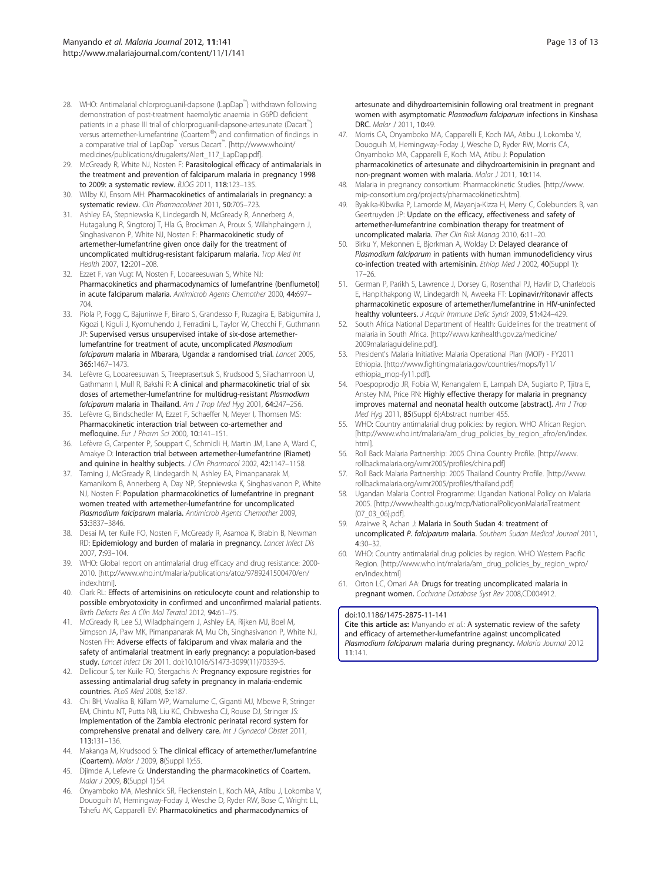28. WHO: Antimalarial chlorproguanil-dapsone (LapDap™) withdrawn following demonstration of post-treatment haemolytic anaemia in G6PD deficient patients in a phase III trial of chlorproguanil-dapsone-artesunate (Dacart™) versus artemether-lumefantrine (Coartem®) and confirmation of findings in a comparative trial of LapDap™ versus Dacart™. [http://www.who.int/medicines/publications/drugalerts/Alert_117_LapDap.pdf].
29. McGready R, White NJ, Nosten F: **Parasitological efficacy of antimalarials in the treatment and prevention of falciparum malaria in pregnancy 1998 to 2009: a systematic review.** *BJOG* 2011, **118**:123–135.
30. Wilby KJ, Ensom MH: **Pharmacokinetics of antimalarials in pregnancy: a systematic review.** *Clin Pharmacokinet* 2011, **50**:705–723.
31. Ashley EA, Stepniewska K, Lindegardh N, McGready R, Annerberg A, Hutagalung R, Singtoroj T, Hla G, Brockman A, Proux S, Wilahphaingern J, Singhasivanon P, White NJ, Nosten F: **Pharmacokinetic study of artemether-lumefantrine given once daily for the treatment of uncomplicated multidrug-resistant falciparum malaria.** *Trop Med Int Health* 2007, **12**:201–208.
32. Ezzet F, van Vugt M, Nosten F, Looareesuwan S, White NJ: **Pharmacokinetics and pharmacodynamics of lumefantrine (benflumetol) in acute falciparum malaria.** *Antimicrob Agents Chemother* 2000, **44**:697–704.
33. Piola P, Fogg C, Bajunirwe F, Biraro S, Grandesso F, Ruzagira E, Babigumira J, Kigozi I, Kiguli J, Kyomuhendo J, Ferradini L, Taylor W, Checchi F, Guthmann JP: **Supervised versus unsupervised intake of six-dose artemether-lumefantrine for treatment of acute, uncomplicated *Plasmodium falciparum* malaria in Mbarara, Uganda: a randomised trial.** *Lancet* 2005, **365**:1467–1473.
34. Lefèvre G, Looareesuwan S, Treeprasertsuk S, Krudsood S, Silachamroon U, Gathmann I, Mull R, Bakshi R: **A clinical and pharmacokinetic trial of six doses of artemether-lumefantrine for multidrug-resistant *Plasmodium falciparum* malaria in Thailand.** *Am J Trop Med Hyg* 2001, **64**:247–256.
35. Lefèvre G, Bindschedler M, Ezzet F, Schaeffer N, Meyer I, Thomsen MS: **Pharmacokinetic interaction trial between co-artemether and mefloquine.** *Eur J Pharm Sci* 2000, **10**:141–151.
36. Lefèvre G, Carpenter P, Souppart C, Schmidli H, Martin JM, Lane A, Ward C, Amakye D: **Interaction trial between artemether-lumefantrine (Riamet) and quinine in healthy subjects.** *J Clin Pharmacol* 2002, **42**:1147–1158.
37. Tarning J, McGready R, Lindegardh N, Ashley EA, Pimanpanarak M, Kamanikom B, Annerberg A, Day NP, Stepniewska K, Singhasivanon P, White NJ, Nosten F: **Population pharmacokinetics of lumefantrine in pregnant women treated with artemether-lumefantrine for uncomplicated *Plasmodium falciparum* malaria.** *Antimicrob Agents Chemother* 2009, **53**:3837–3846.
38. Desai M, ter Kuile FO, Nosten F, McGready R, Asamoa K, Brabin B, Newman RD: **Epidemiology and burden of malaria in pregnancy.** *Lancet Infect Dis* 2007, **7**:93–104.
39. WHO: Global report on antimalarial drug efficacy and drug resistance: 2000-2010. [http://www.who.int/malaria/publications/atoz/9789241500470/en/index.html].
40. Clark RL: **Effects of artemisinins on reticulocyte count and relationship to possible embryotoxicity in confirmed and unconfirmed malarial patients.** *Birth Defects Res A Clin Mol Teratol* 2012, **94**:61–75.
41. McGready R, Lee SJ, Wiladphaingern J, Ashley EA, Rijken MJ, Boel M, Simpson JA, Paw MK, Pimanpanarak M, Mu Oh, Singhasivanon P, White NJ, Nosten FH: **Adverse effects of falciparum and vivax malaria and the safety of antimalarial treatment in early pregnancy: a population-based study.** *Lancet Infect Dis* 2011. doi:10.1016/S1473-3099(11)70339-5.
42. Dellicour S, ter Kuile FO, Stergachis A: **Pregnancy exposure registries for assessing antimalarial drug safety in pregnancy in malaria-endemic countries.** *PLoS Med* 2008, **5**:e187.
43. Chi BH, Vwalika B, Killam WP, Wamalume C, Giganti MJ, Mbewe R, Stringer EM, Chintu NT, Putta NB, Liu KC, Chibwesha CJ, Rouse DJ, Stringer JS: **Implementation of the Zambia electronic perinatal record system for comprehensive prenatal and delivery care.** *Int J Gynaecol Obstet* 2011, **113**:131–136.
44. Makanga M, Krudsood S: **The clinical efficacy of artemether/lumefantrine (Coartem).** *Malar J* 2009, **8**(Suppl 1):S5.
45. Djimde A, Lefevre G: **Understanding the pharmacokinetics of Coartem.** *Malar J* 2009, **8**(Suppl 1):S4.
46. Onyamboko MA, Meshnick SR, Fleckenstein L, Koch MA, Atibu J, Lokomba V, Douoguih M, Hemingway-Foday J, Wesche D, Ryder RW, Bose C, Wright LL, Tshefu AK, Capparelli EV: **Pharmacokinetics and pharmacodynamics of artesunate and dihydroartemisinin following oral treatment in pregnant women with asymptomatic *Plasmodium falciparum* infections in Kinshasa DRC.** *Malar J* 2011, **10**:49.
47. Morris CA, Onyamboko MA, Capparelli E, Koch MA, Atibu J, Lokomba V, Douoguih M, Hemingway-Foday J, Wesche D, Ryder RW, Morris CA, Onyamboko MA, Capparelli E, Koch MA, Atibu J: **Population pharmacokinetics of artesunate and dihydroartemisinin in pregnant and non-pregnant women with malaria.** *Malar J* 2011, **10**:114.
48. Malaria in pregnancy consortium: Pharmacokinetic Studies. [http://www.mip-consortium.org/projects/pharmacokinetics.htm].
49. Byakika-Kibwika P, Lamorde M, Mayanja-Kizza H, Merry C, Colebunders B, van Geertruyden JP: **Update on the efficacy, effectiveness and safety of artemether-lumefantrine combination therapy for treatment of uncomplicated malaria.** *Ther Clin Risk Manag* 2010, **6**:11–20.
50. Birku Y, Mekonnen E, Bjorkman A, Wolday D: **Delayed clearance of *Plasmodium falciparum* in patients with human immunodeficiency virus co-infection treated with artemisinin.** *Ethiop Med J* 2002, **40**(Suppl 1): 17–26.
51. German P, Parikh S, Lawrence J, Dorsey G, Rosenthal PJ, Havlir D, Charlebois E, Hanpithakpong W, Lindegardh N, Aweeka FT: **Lopinavir/ritonavir affects pharmacokinetic exposure of artemether/lumefantrine in HIV-uninfected healthy volunteers.** *J Acquir Immune Defic Syndr* 2009, **51**:424–429.
52. South Africa National Department of Health: Guidelines for the treatment of malaria in South Africa. [http://www.kznhealth.gov.za/medicine/2009malariaguideline.pdf].
53. President's Malaria Initiative: Malaria Operational Plan (MOP) - FY2011 Ethiopia. [http://www.fightingmalaria.gov/countries/mops/fy11/ethiopia_mop-fy11.pdf].
54. Poespoprodjo JR, Fobia W, Kenangalem E, Lampah DA, Sugiarto P, Tjitra E, Anstey NM, Price RN: **Highly effective therapy for malaria in pregnancy improves maternal and neonatal health outcome [abstract].** *Am J Trop Med Hyg* 2011, **85**(Suppl 6):Abstract number 455.
55. WHO: Country antimalarial drug policies: by region. WHO African Region. [http://www.who.int/malaria/am_drug_policies_by_region_afro/en/index.html].
56. Roll Back Malaria Partnership: 2005 China Country Profile. [http://www.rollbackmalaria.org/wmr2005/profiles/china.pdf]
57. Roll Back Malaria Partnership: 2005 Thailand Country Profile. [http://www.rollbackmalaria.org/wmr2005/profiles/thailand.pdf]
58. Ugandan Malaria Control Programme: Ugandan National Policy on Malaria 2005. [http://www.health.go.ug/mcp/NationalPolicyonMalariaTreatment(07_03_06).pdf].
59. Azairwe R, Achan J: **Malaria in South Sudan 4: treatment of uncomplicated *P. falciparum* malaria.** *Southern Sudan Medical Journal* 2011, **4**:30–32.
60. WHO: Country antimalarial drug policies by region. WHO Western Pacific Region. [http://www.who.int/malaria/am_drug_policies_by_region_wpro/en/index.html]
61. Orton LC, Omari AA: **Drugs for treating uncomplicated malaria in pregnant women.** *Cochrane Database Syst Rev* 2008,CD004912.

doi:10.1186/1475-2875-11-141

**Cite this article as:** Manyando *et al.*: A systematic review of the safety and efficacy of artemether-lumefantrine against uncomplicated *Plasmodium falciparum* malaria during pregnancy. *Malaria Journal* 2012 **11**:141.